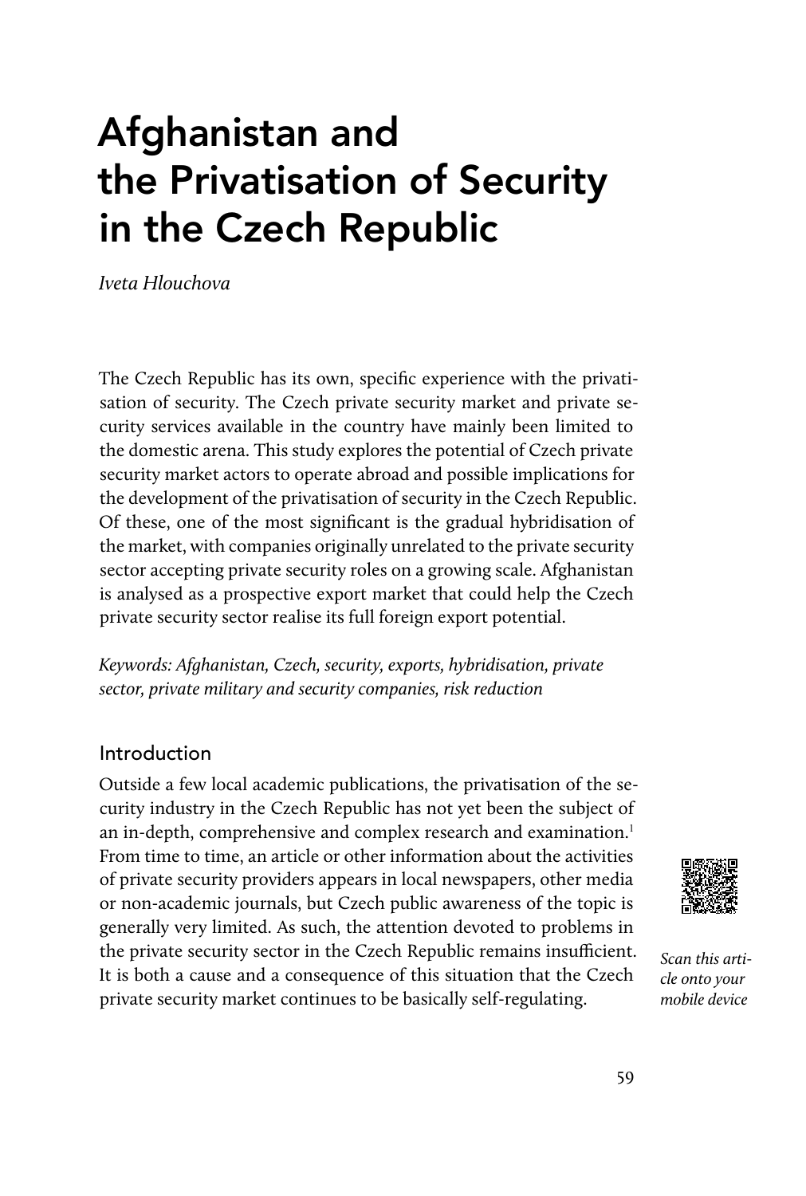# Afghanistan and the Privatisation of Security in the Czech Republic

*Iveta Hlouchova*

The Czech Republic has its own, specific experience with the privatisation of security. The Czech private security market and private security services available in the country have mainly been limited to the domestic arena. This study explores the potential of Czech private security market actors to operate abroad and possible implications for the development of the privatisation of security in the Czech Republic. Of these, one of the most significant is the gradual hybridisation of the market, with companies originally unrelated to the private security sector accepting private security roles on a growing scale. Afghanistan is analysed as a prospective export market that could help the Czech private security sector realise its full foreign export potential.

*Keywords: Afghanistan, Czech, security, exports, hybridisation, private sector, private military and security companies, risk reduction*

## Introduction

Outside a few local academic publications, the privatisation of the security industry in the Czech Republic has not yet been the subject of an in-depth, comprehensive and complex research and examination.[1] From time to time, an article or other information about the activities of private security providers appears in local newspapers, other media or non-academic journals, but Czech public awareness of the topic is generally very limited. As such, the attention devoted to problems in the private security sector in the Czech Republic remains insufficient. It is both a cause and a consequence of this situation that the Czech private security market continues to be basically self-regulating.

*Scan this article onto your mobile device*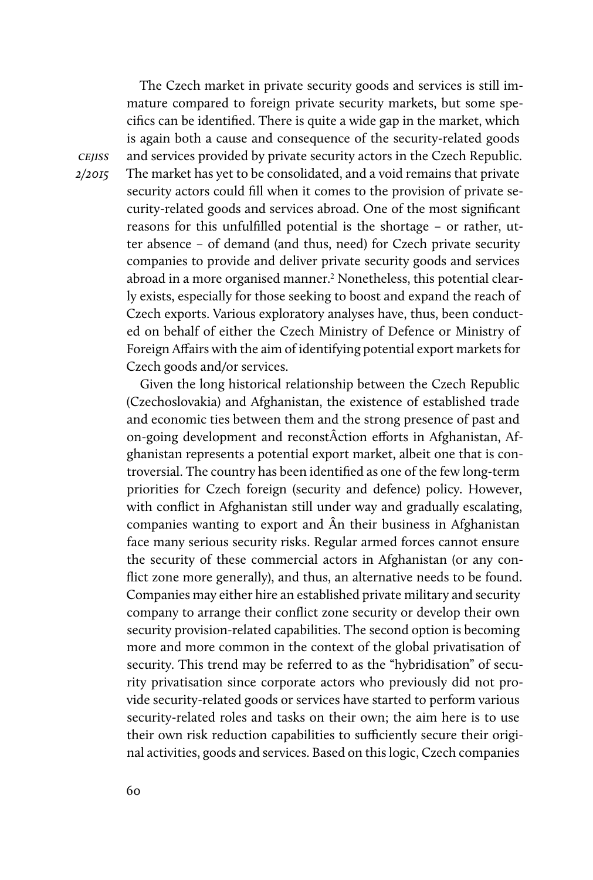The Czech market in private security goods and services is still immature compared to foreign private security markets, but some specifics can be identified. There is quite a wide gap in the market, which is again both a cause and consequence of the security-related goods and services provided by private security actors in the Czech Republic. The market has yet to be consolidated, and a void remains that private security actors could fill when it comes to the provision of private security-related goods and services abroad. One of the most significant reasons for this unfulfilled potential is the shortage – or rather, utter absence – of demand (and thus, need) for Czech private security companies to provide and deliver private security goods and services abroad in a more organised manner.[2] Nonetheless, this potential clearly exists, especially for those seeking to boost and expand the reach of Czech exports. Various exploratory analyses have, thus, been conducted on behalf of either the Czech Ministry of Defence or Ministry of Foreign Affairs with the aim of identifying potential export markets for Czech goods and/or services.

Given the long historical relationship between the Czech Republic (Czechoslovakia) and Afghanistan, the existence of established trade and economic ties between them and the strong presence of past and on-going development and reconstÂction efforts in Afghanistan, Afghanistan represents a potential export market, albeit one that is controversial. The country has been identified as one of the few long-term priorities for Czech foreign (security and defence) policy. However, with conflict in Afghanistan still under way and gradually escalating, companies wanting to export and Ân their business in Afghanistan face many serious security risks. Regular armed forces cannot ensure the security of these commercial actors in Afghanistan (or any conflict zone more generally), and thus, an alternative needs to be found. Companies may either hire an established private military and security company to arrange their conflict zone security or develop their own security provision-related capabilities. The second option is becoming more and more common in the context of the global privatisation of security. This trend may be referred to as the "hybridisation" of security privatisation since corporate actors who previously did not provide security-related goods or services have started to perform various security-related roles and tasks on their own; the aim here is to use their own risk reduction capabilities to sufficiently secure their original activities, goods and services. Based on this logic, Czech companies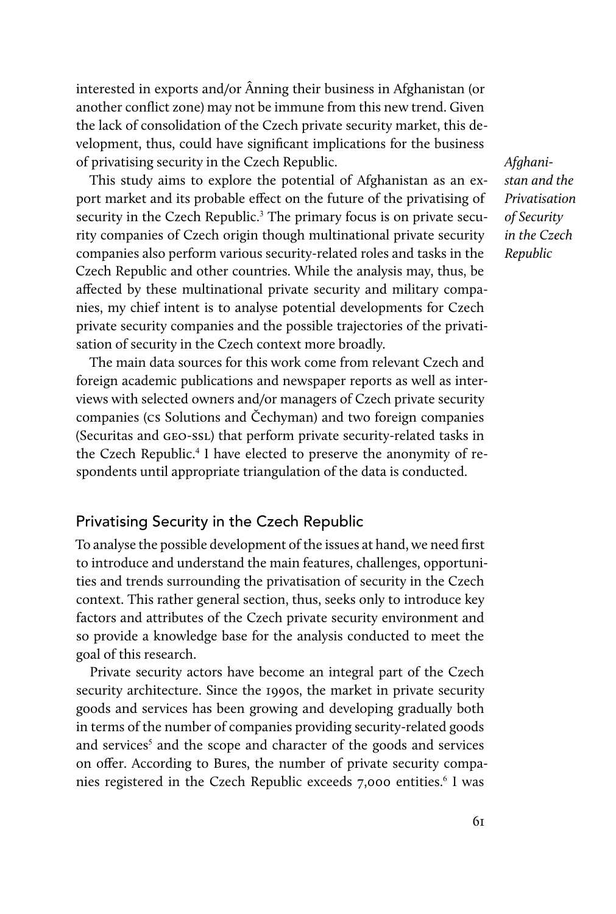interested in exports and/or Ânning their business in Afghanistan (or another conflict zone) may not be immune from this new trend. Given the lack of consolidation of the Czech private security market, this development, thus, could have significant implications for the business of privatising security in the Czech Republic.

This study aims to explore the potential of Afghanistan as an export market and its probable effect on the future of the privatising of security in the Czech Republic.[3] The primary focus is on private security companies of Czech origin though multinational private security companies also perform various security-related roles and tasks in the Czech Republic and other countries. While the analysis may, thus, be affected by these multinational private security and military companies, my chief intent is to analyse potential developments for Czech private security companies and the possible trajectories of the privatisation of security in the Czech context more broadly.

The main data sources for this work come from relevant Czech and foreign academic publications and newspaper reports as well as interviews with selected owners and/or managers of Czech private security companies (CS Solutions and Čechyman) and two foreign companies (Securitas and GEO-SSL) that perform private security-related tasks in the Czech Republic.[4] I have elected to preserve the anonymity of respondents until appropriate triangulation of the data is conducted.

## Privatising Security in the Czech Republic

To analyse the possible development of the issues at hand, we need first to introduce and understand the main features, challenges, opportunities and trends surrounding the privatisation of security in the Czech context. This rather general section, thus, seeks only to introduce key factors and attributes of the Czech private security environment and so provide a knowledge base for the analysis conducted to meet the goal of this research.

Private security actors have become an integral part of the Czech security architecture. Since the 1990s, the market in private security goods and services has been growing and developing gradually both in terms of the number of companies providing security-related goods and services[5] and the scope and character of the goods and services on offer. According to Bures, the number of private security companies registered in the Czech Republic exceeds 7,000 entities.[6] I was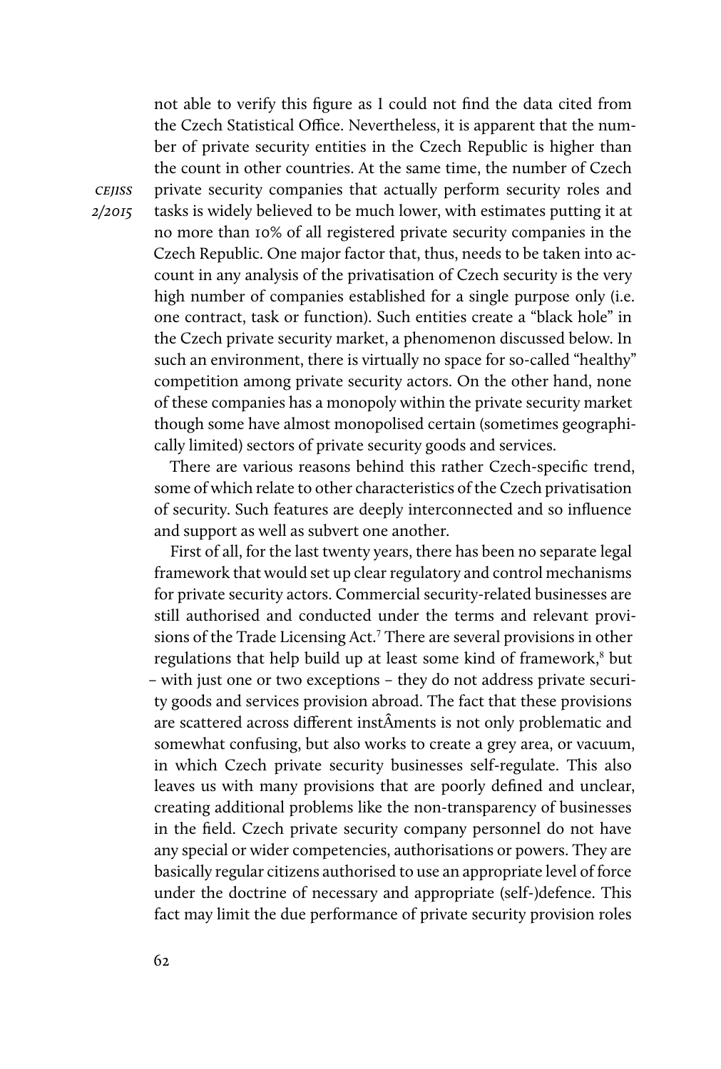not able to verify this figure as I could not find the data cited from the Czech Statistical Office. Nevertheless, it is apparent that the number of private security entities in the Czech Republic is higher than the count in other countries. At the same time, the number of Czech private security companies that actually perform security roles and tasks is widely believed to be much lower, with estimates putting it at no more than 10% of all registered private security companies in the Czech Republic. One major factor that, thus, needs to be taken into account in any analysis of the privatisation of Czech security is the very high number of companies established for a single purpose only (i.e. one contract, task or function). Such entities create a "black hole" in the Czech private security market, a phenomenon discussed below. In such an environment, there is virtually no space for so-called "healthy" competition among private security actors. On the other hand, none of these companies has a monopoly within the private security market though some have almost monopolised certain (sometimes geographically limited) sectors of private security goods and services.

There are various reasons behind this rather Czech-specific trend, some of which relate to other characteristics of the Czech privatisation of security. Such features are deeply interconnected and so influence and support as well as subvert one another.

First of all, for the last twenty years, there has been no separate legal framework that would set up clear regulatory and control mechanisms for private security actors. Commercial security-related businesses are still authorised and conducted under the terms and relevant provisions of the Trade Licensing Act.[7] There are several provisions in other regulations that help build up at least some kind of framework,[8] but – with just one or two exceptions – they do not address private security goods and services provision abroad. The fact that these provisions are scattered across different instÂments is not only problematic and somewhat confusing, but also works to create a grey area, or vacuum, in which Czech private security businesses self-regulate. This also leaves us with many provisions that are poorly defined and unclear, creating additional problems like the non-transparency of businesses in the field. Czech private security company personnel do not have any special or wider competencies, authorisations or powers. They are basically regular citizens authorised to use an appropriate level of force under the doctrine of necessary and appropriate (self-)defence. This fact may limit the due performance of private security provision roles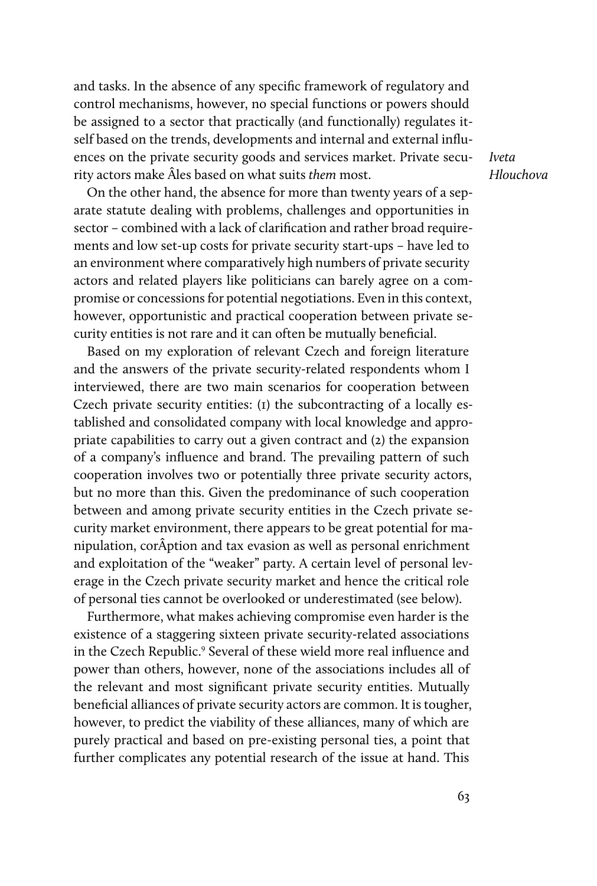and tasks. In the absence of any specific framework of regulatory and control mechanisms, however, no special functions or powers should be assigned to a sector that practically (and functionally) regulates itself based on the trends, developments and internal and external influences on the private security goods and services market. Private security actors make Âles based on what suits *them* most.

On the other hand, the absence for more than twenty years of a separate statute dealing with problems, challenges and opportunities in sector – combined with a lack of clarification and rather broad requirements and low set-up costs for private security start-ups – have led to an environment where comparatively high numbers of private security actors and related players like politicians can barely agree on a compromise or concessions for potential negotiations. Even in this context, however, opportunistic and practical cooperation between private security entities is not rare and it can often be mutually beneficial.

Based on my exploration of relevant Czech and foreign literature and the answers of the private security-related respondents whom I interviewed, there are two main scenarios for cooperation between Czech private security entities: (1) the subcontracting of a locally established and consolidated company with local knowledge and appropriate capabilities to carry out a given contract and (2) the expansion of a company's influence and brand. The prevailing pattern of such cooperation involves two or potentially three private security actors, but no more than this. Given the predominance of such cooperation between and among private security entities in the Czech private security market environment, there appears to be great potential for manipulation, corÂption and tax evasion as well as personal enrichment and exploitation of the "weaker" party. A certain level of personal leverage in the Czech private security market and hence the critical role of personal ties cannot be overlooked or underestimated (see below).

Furthermore, what makes achieving compromise even harder is the existence of a staggering sixteen private security-related associations in the Czech Republic.[9] Several of these wield more real influence and power than others, however, none of the associations includes all of the relevant and most significant private security entities. Mutually beneficial alliances of private security actors are common. It is tougher, however, to predict the viability of these alliances, many of which are purely practical and based on pre-existing personal ties, a point that further complicates any potential research of the issue at hand. This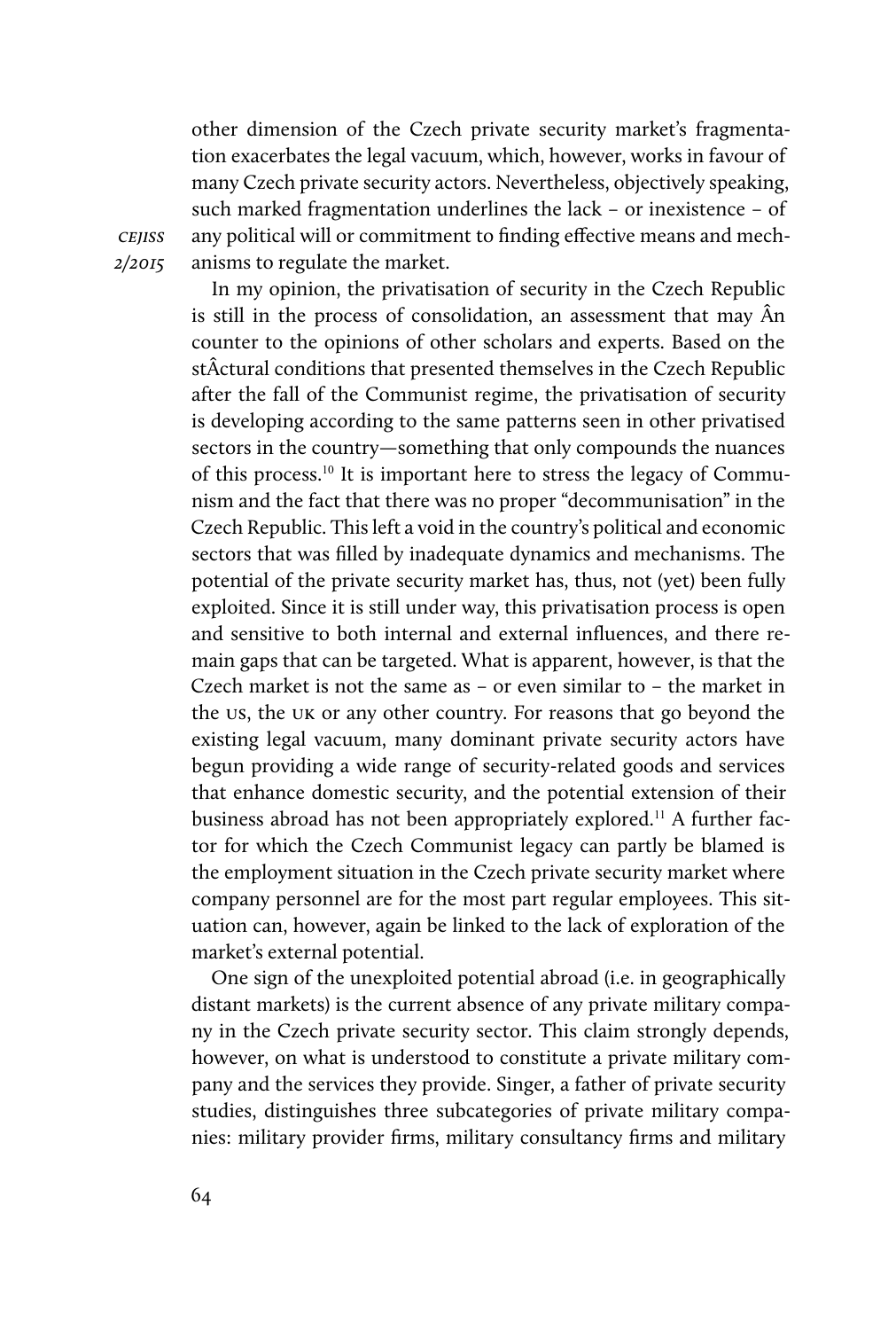other dimension of the Czech private security market's fragmentation exacerbates the legal vacuum, which, however, works in favour of many Czech private security actors. Nevertheless, objectively speaking, such marked fragmentation underlines the lack – or inexistence – of any political will or commitment to finding effective means and mechanisms to regulate the market.

In my opinion, the privatisation of security in the Czech Republic is still in the process of consolidation, an assessment that may Ân counter to the opinions of other scholars and experts. Based on the stÂctural conditions that presented themselves in the Czech Republic after the fall of the Communist regime, the privatisation of security is developing according to the same patterns seen in other privatised sectors in the country—something that only compounds the nuances of this process.[10] It is important here to stress the legacy of Communism and the fact that there was no proper "decommunisation" in the Czech Republic. This left a void in the country's political and economic sectors that was filled by inadequate dynamics and mechanisms. The potential of the private security market has, thus, not (yet) been fully exploited. Since it is still under way, this privatisation process is open and sensitive to both internal and external influences, and there remain gaps that can be targeted. What is apparent, however, is that the Czech market is not the same as – or even similar to – the market in the US, the UK or any other country. For reasons that go beyond the existing legal vacuum, many dominant private security actors have begun providing a wide range of security-related goods and services that enhance domestic security, and the potential extension of their business abroad has not been appropriately explored.[11] A further factor for which the Czech Communist legacy can partly be blamed is the employment situation in the Czech private security market where company personnel are for the most part regular employees. This situation can, however, again be linked to the lack of exploration of the market's external potential.

One sign of the unexploited potential abroad (i.e. in geographically distant markets) is the current absence of any private military company in the Czech private security sector. This claim strongly depends, however, on what is understood to constitute a private military company and the services they provide. Singer, a father of private security studies, distinguishes three subcategories of private military companies: military provider firms, military consultancy firms and military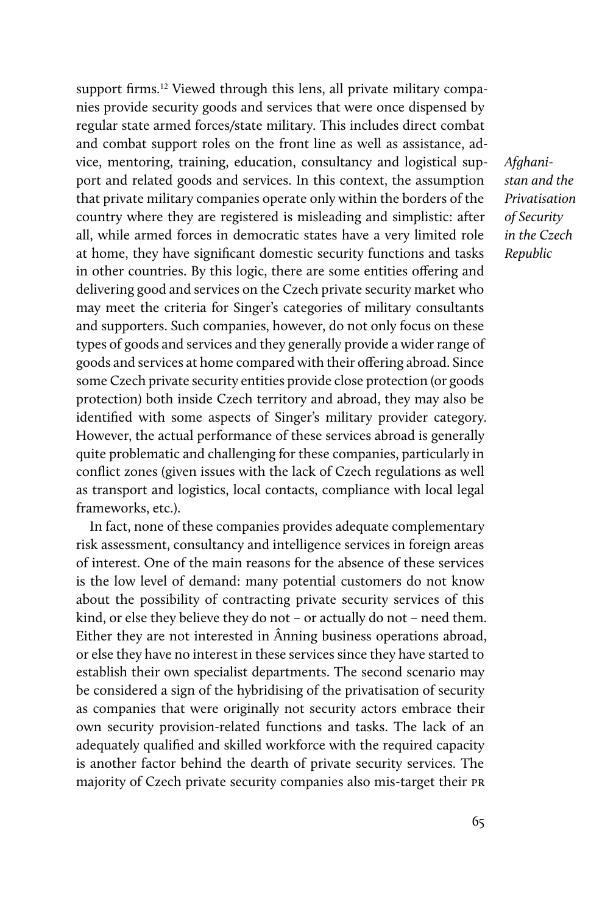support firms.[12] Viewed through this lens, all private military companies provide security goods and services that were once dispensed by regular state armed forces/state military. This includes direct combat and combat support roles on the front line as well as assistance, advice, mentoring, training, education, consultancy and logistical support and related goods and services. In this context, the assumption that private military companies operate only within the borders of the country where they are registered is misleading and simplistic: after all, while armed forces in democratic states have a very limited role at home, they have significant domestic security functions and tasks in other countries. By this logic, there are some entities offering and delivering good and services on the Czech private security market who may meet the criteria for Singer's categories of military consultants and supporters. Such companies, however, do not only focus on these types of goods and services and they generally provide a wider range of goods and services at home compared with their offering abroad. Since some Czech private security entities provide close protection (or goods protection) both inside Czech territory and abroad, they may also be identified with some aspects of Singer's military provider category. However, the actual performance of these services abroad is generally quite problematic and challenging for these companies, particularly in conflict zones (given issues with the lack of Czech regulations as well as transport and logistics, local contacts, compliance with local legal frameworks, etc.).

In fact, none of these companies provides adequate complementary risk assessment, consultancy and intelligence services in foreign areas of interest. One of the main reasons for the absence of these services is the low level of demand: many potential customers do not know about the possibility of contracting private security services of this kind, or else they believe they do not – or actually do not – need them. Either they are not interested in Ânning business operations abroad, or else they have no interest in these services since they have started to establish their own specialist departments. The second scenario may be considered a sign of the hybridising of the privatisation of security as companies that were originally not security actors embrace their own security provision-related functions and tasks. The lack of an adequately qualified and skilled workforce with the required capacity is another factor behind the dearth of private security services. The majority of Czech private security companies also mis-target their PR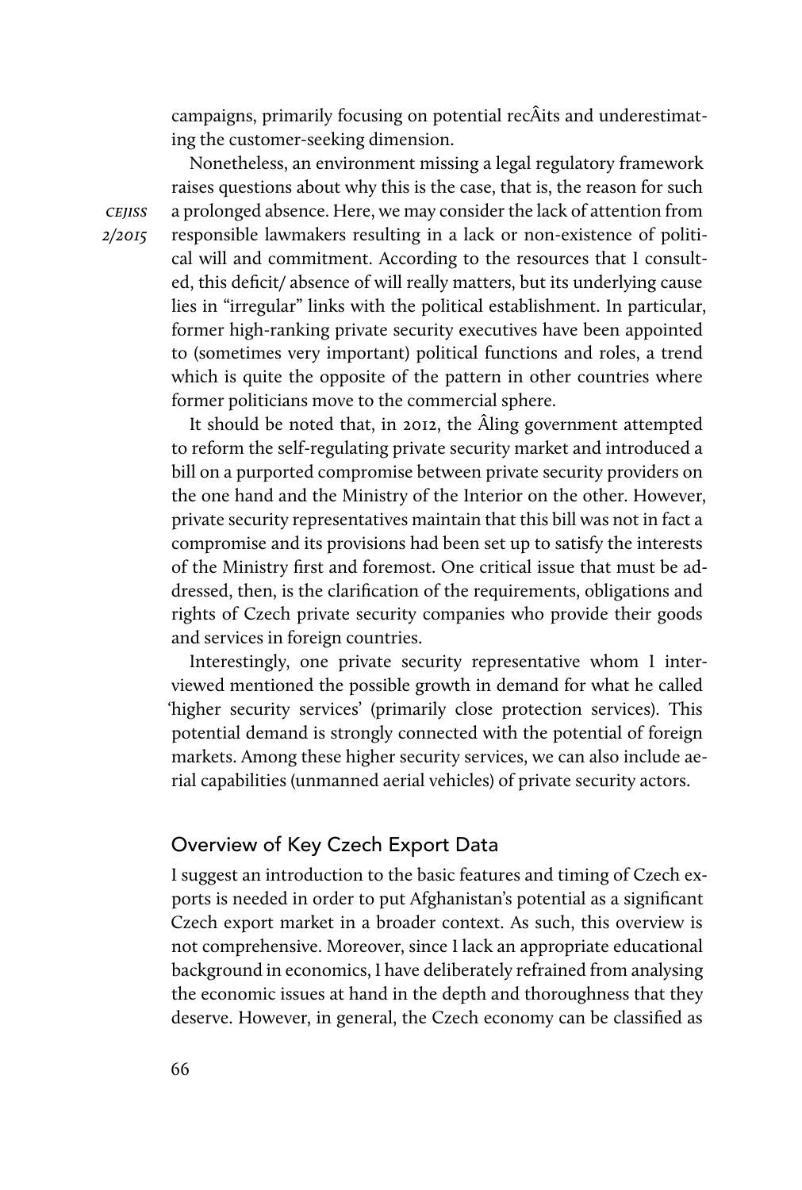campaigns, primarily focusing on potential recÂits and underestimating the customer-seeking dimension.

Nonetheless, an environment missing a legal regulatory framework raises questions about why this is the case, that is, the reason for such a prolonged absence. Here, we may consider the lack of attention from responsible lawmakers resulting in a lack or non-existence of political will and commitment. According to the resources that I consulted, this deficit/ absence of will really matters, but its underlying cause lies in "irregular" links with the political establishment. In particular, former high-ranking private security executives have been appointed to (sometimes very important) political functions and roles, a trend which is quite the opposite of the pattern in other countries where former politicians move to the commercial sphere.

It should be noted that, in 2012, the Âling government attempted to reform the self-regulating private security market and introduced a bill on a purported compromise between private security providers on the one hand and the Ministry of the Interior on the other. However, private security representatives maintain that this bill was not in fact a compromise and its provisions had been set up to satisfy the interests of the Ministry first and foremost. One critical issue that must be addressed, then, is the clarification of the requirements, obligations and rights of Czech private security companies who provide their goods and services in foreign countries.

Interestingly, one private security representative whom I interviewed mentioned the possible growth in demand for what he called 'higher security services' (primarily close protection services). This potential demand is strongly connected with the potential of foreign markets. Among these higher security services, we can also include aerial capabilities (unmanned aerial vehicles) of private security actors.

## Overview of Key Czech Export Data

I suggest an introduction to the basic features and timing of Czech exports is needed in order to put Afghanistan's potential as a significant Czech export market in a broader context. As such, this overview is not comprehensive. Moreover, since I lack an appropriate educational background in economics, I have deliberately refrained from analysing the economic issues at hand in the depth and thoroughness that they deserve. However, in general, the Czech economy can be classified as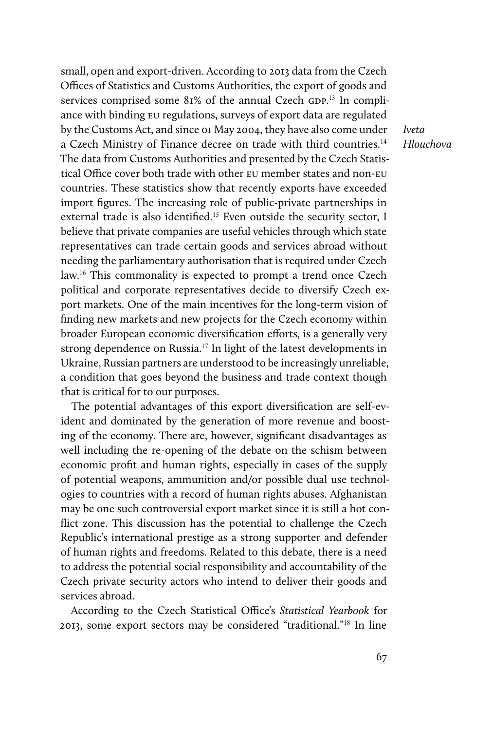small, open and export-driven. According to 2013 data from the Czech Offices of Statistics and Customs Authorities, the export of goods and services comprised some 81% of the annual Czech GDP.[13] In compliance with binding EU regulations, surveys of export data are regulated by the Customs Act, and since 01 May 2004, they have also come under a Czech Ministry of Finance decree on trade with third countries.[14] The data from Customs Authorities and presented by the Czech Statistical Office cover both trade with other EU member states and non-EU countries. These statistics show that recently exports have exceeded import figures. The increasing role of public-private partnerships in external trade is also identified.[15] Even outside the security sector, I believe that private companies are useful vehicles through which state representatives can trade certain goods and services abroad without needing the parliamentary authorisation that is required under Czech law.[16] This commonality is expected to prompt a trend once Czech political and corporate representatives decide to diversify Czech export markets. One of the main incentives for the long-term vision of finding new markets and new projects for the Czech economy within broader European economic diversification efforts, is a generally very strong dependence on Russia.[17] In light of the latest developments in Ukraine, Russian partners are understood to be increasingly unreliable, a condition that goes beyond the business and trade context though that is critical for to our purposes.

The potential advantages of this export diversification are self-evident and dominated by the generation of more revenue and boosting of the economy. There are, however, significant disadvantages as well including the re-opening of the debate on the schism between economic profit and human rights, especially in cases of the supply of potential weapons, ammunition and/or possible dual use technologies to countries with a record of human rights abuses. Afghanistan may be one such controversial export market since it is still a hot conflict zone. This discussion has the potential to challenge the Czech Republic's international prestige as a strong supporter and defender of human rights and freedoms. Related to this debate, there is a need to address the potential social responsibility and accountability of the Czech private security actors who intend to deliver their goods and services abroad.

According to the Czech Statistical Office's *Statistical Yearbook* for 2013, some export sectors may be considered "traditional."[18] In line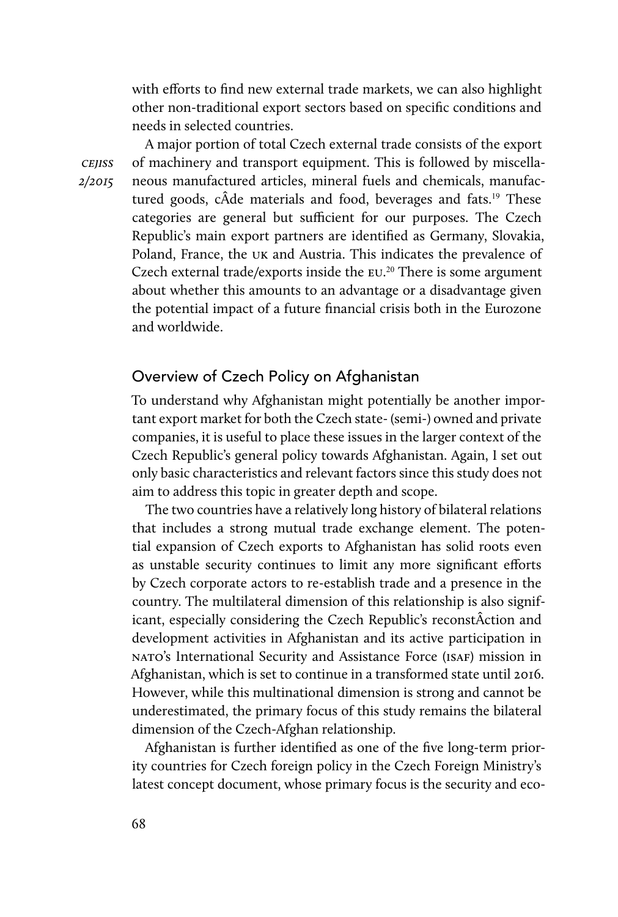with efforts to find new external trade markets, we can also highlight other non-traditional export sectors based on specific conditions and needs in selected countries.

A major portion of total Czech external trade consists of the export of machinery and transport equipment. This is followed by miscellaneous manufactured articles, mineral fuels and chemicals, manufactured goods, cÂde materials and food, beverages and fats.[19] These categories are general but sufficient for our purposes. The Czech Republic's main export partners are identified as Germany, Slovakia, Poland, France, the UK and Austria. This indicates the prevalence of Czech external trade/exports inside the EU.[20] There is some argument about whether this amounts to an advantage or a disadvantage given the potential impact of a future financial crisis both in the Eurozone and worldwide.

## Overview of Czech Policy on Afghanistan

To understand why Afghanistan might potentially be another important export market for both the Czech state- (semi-) owned and private companies, it is useful to place these issues in the larger context of the Czech Republic's general policy towards Afghanistan. Again, I set out only basic characteristics and relevant factors since this study does not aim to address this topic in greater depth and scope.

The two countries have a relatively long history of bilateral relations that includes a strong mutual trade exchange element. The potential expansion of Czech exports to Afghanistan has solid roots even as unstable security continues to limit any more significant efforts by Czech corporate actors to re-establish trade and a presence in the country. The multilateral dimension of this relationship is also significant, especially considering the Czech Republic's reconstÂction and development activities in Afghanistan and its active participation in NATO's International Security and Assistance Force (ISAF) mission in Afghanistan, which is set to continue in a transformed state until 2016. However, while this multinational dimension is strong and cannot be underestimated, the primary focus of this study remains the bilateral dimension of the Czech-Afghan relationship.

Afghanistan is further identified as one of the five long-term priority countries for Czech foreign policy in the Czech Foreign Ministry's latest concept document, whose primary focus is the security and eco-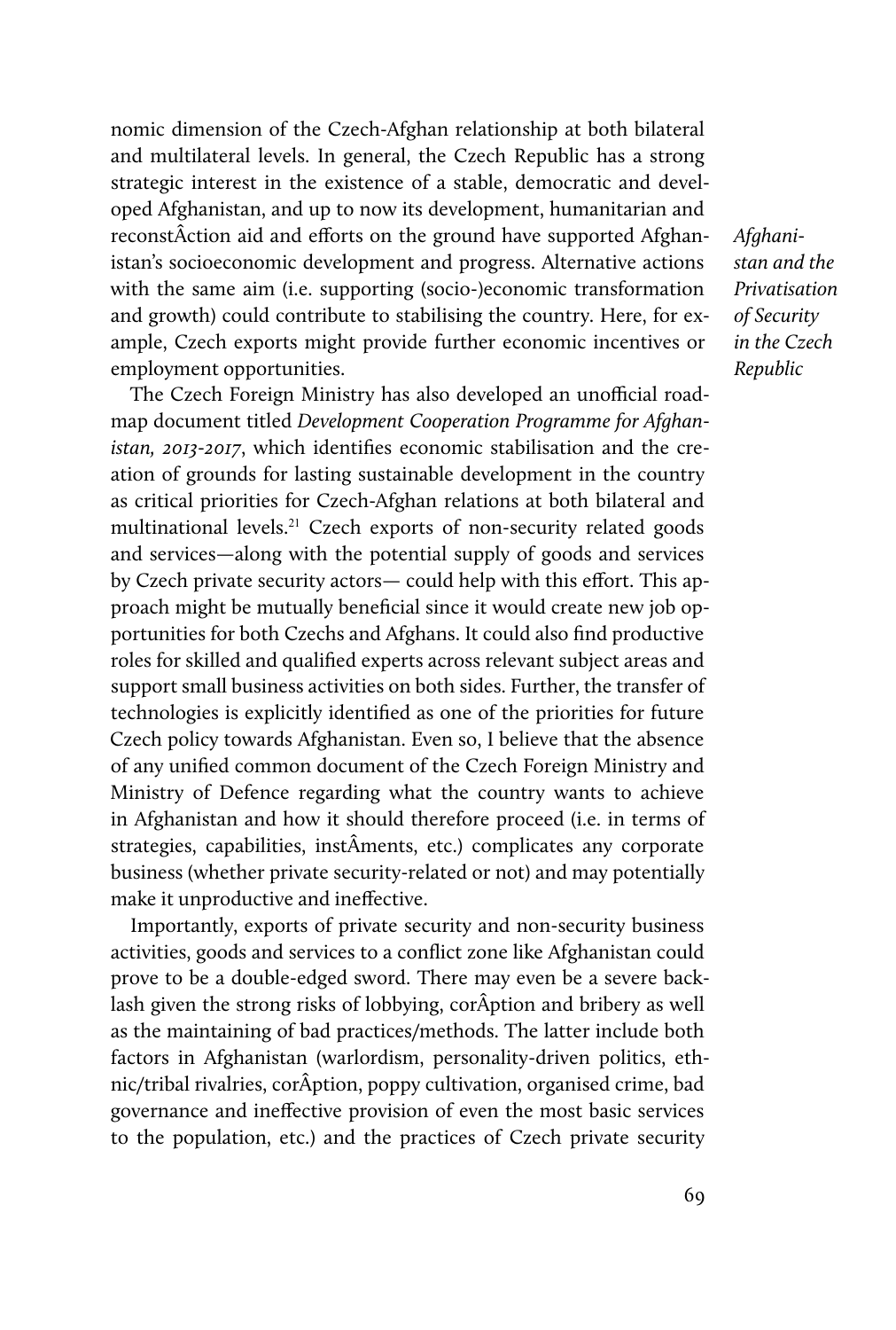nomic dimension of the Czech-Afghan relationship at both bilateral and multilateral levels. In general, the Czech Republic has a strong strategic interest in the existence of a stable, democratic and developed Afghanistan, and up to now its development, humanitarian and reconstÂction aid and efforts on the ground have supported Afghanistan's socioeconomic development and progress. Alternative actions with the same aim (i.e. supporting (socio-)economic transformation and growth) could contribute to stabilising the country. Here, for example, Czech exports might provide further economic incentives or employment opportunities.

The Czech Foreign Ministry has also developed an unofficial roadmap document titled *Development Cooperation Programme for Afghanistan, 2013-2017*, which identifies economic stabilisation and the creation of grounds for lasting sustainable development in the country as critical priorities for Czech-Afghan relations at both bilateral and multinational levels.[21] Czech exports of non-security related goods and services—along with the potential supply of goods and services by Czech private security actors— could help with this effort. This approach might be mutually beneficial since it would create new job opportunities for both Czechs and Afghans. It could also find productive roles for skilled and qualified experts across relevant subject areas and support small business activities on both sides. Further, the transfer of technologies is explicitly identified as one of the priorities for future Czech policy towards Afghanistan. Even so, I believe that the absence of any unified common document of the Czech Foreign Ministry and Ministry of Defence regarding what the country wants to achieve in Afghanistan and how it should therefore proceed (i.e. in terms of strategies, capabilities, instÂments, etc.) complicates any corporate business (whether private security-related or not) and may potentially make it unproductive and ineffective.

Importantly, exports of private security and non-security business activities, goods and services to a conflict zone like Afghanistan could prove to be a double-edged sword. There may even be a severe backlash given the strong risks of lobbying, corÂption and bribery as well as the maintaining of bad practices/methods. The latter include both factors in Afghanistan (warlordism, personality-driven politics, ethnic/tribal rivalries, corÂption, poppy cultivation, organised crime, bad governance and ineffective provision of even the most basic services to the population, etc.) and the practices of Czech private security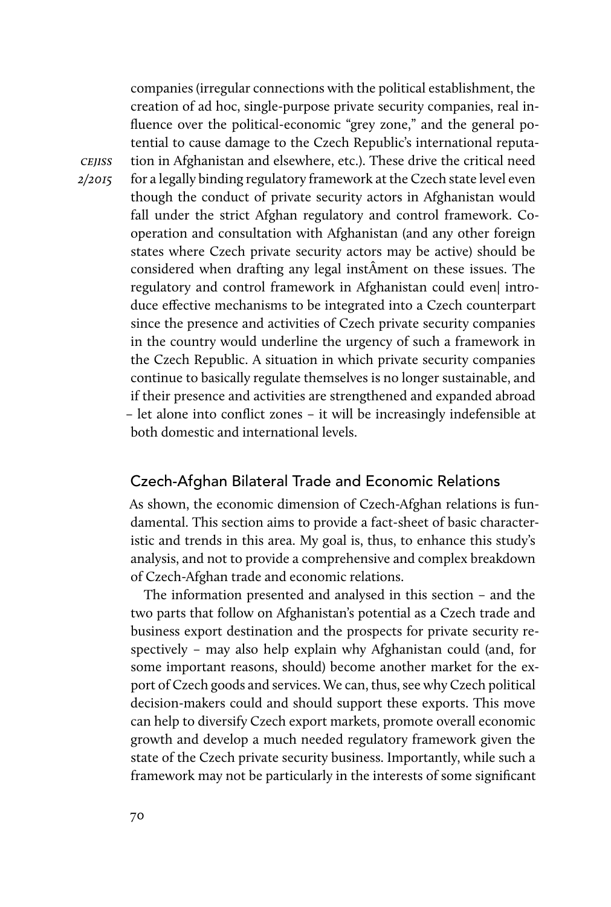companies (irregular connections with the political establishment, the creation of ad hoc, single-purpose private security companies, real influence over the political-economic "grey zone," and the general potential to cause damage to the Czech Republic's international reputation in Afghanistan and elsewhere, etc.). These drive the critical need for a legally binding regulatory framework at the Czech state level even though the conduct of private security actors in Afghanistan would fall under the strict Afghan regulatory and control framework. Cooperation and consultation with Afghanistan (and any other foreign states where Czech private security actors may be active) should be considered when drafting any legal instÂment on these issues. The regulatory and control framework in Afghanistan could even| introduce effective mechanisms to be integrated into a Czech counterpart since the presence and activities of Czech private security companies in the country would underline the urgency of such a framework in the Czech Republic. A situation in which private security companies continue to basically regulate themselves is no longer sustainable, and if their presence and activities are strengthened and expanded abroad – let alone into conflict zones – it will be increasingly indefensible at both domestic and international levels.

## Czech-Afghan Bilateral Trade and Economic Relations

As shown, the economic dimension of Czech-Afghan relations is fundamental. This section aims to provide a fact-sheet of basic characteristic and trends in this area. My goal is, thus, to enhance this study's analysis, and not to provide a comprehensive and complex breakdown of Czech-Afghan trade and economic relations.

The information presented and analysed in this section – and the two parts that follow on Afghanistan's potential as a Czech trade and business export destination and the prospects for private security respectively – may also help explain why Afghanistan could (and, for some important reasons, should) become another market for the export of Czech goods and services. We can, thus, see why Czech political decision-makers could and should support these exports. This move can help to diversify Czech export markets, promote overall economic growth and develop a much needed regulatory framework given the state of the Czech private security business. Importantly, while such a framework may not be particularly in the interests of some significant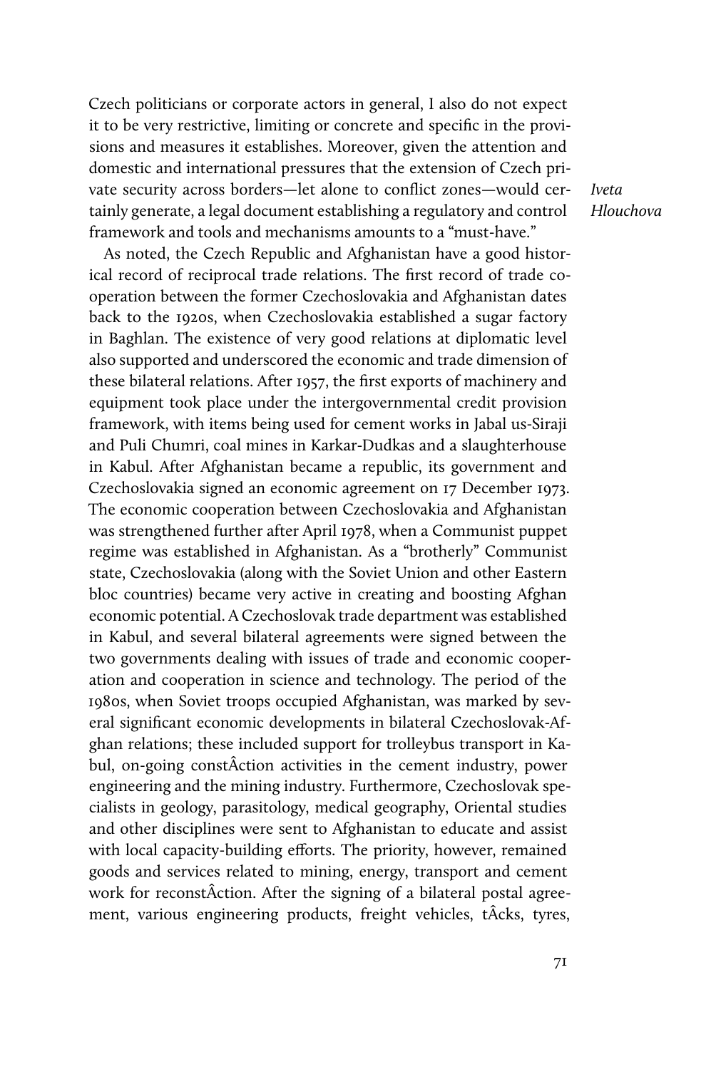Czech politicians or corporate actors in general, I also do not expect it to be very restrictive, limiting or concrete and specific in the provisions and measures it establishes. Moreover, given the attention and domestic and international pressures that the extension of Czech private security across borders—let alone to conflict zones—would certainly generate, a legal document establishing a regulatory and control framework and tools and mechanisms amounts to a "must-have."

As noted, the Czech Republic and Afghanistan have a good historical record of reciprocal trade relations. The first record of trade cooperation between the former Czechoslovakia and Afghanistan dates back to the 1920s, when Czechoslovakia established a sugar factory in Baghlan. The existence of very good relations at diplomatic level also supported and underscored the economic and trade dimension of these bilateral relations. After 1957, the first exports of machinery and equipment took place under the intergovernmental credit provision framework, with items being used for cement works in Jabal us-Siraji and Puli Chumri, coal mines in Karkar-Dudkas and a slaughterhouse in Kabul. After Afghanistan became a republic, its government and Czechoslovakia signed an economic agreement on 17 December 1973. The economic cooperation between Czechoslovakia and Afghanistan was strengthened further after April 1978, when a Communist puppet regime was established in Afghanistan. As a "brotherly" Communist state, Czechoslovakia (along with the Soviet Union and other Eastern bloc countries) became very active in creating and boosting Afghan economic potential. A Czechoslovak trade department was established in Kabul, and several bilateral agreements were signed between the two governments dealing with issues of trade and economic cooperation and cooperation in science and technology. The period of the 1980s, when Soviet troops occupied Afghanistan, was marked by several significant economic developments in bilateral Czechoslovak-Afghan relations; these included support for trolleybus transport in Kabul, on-going constÂction activities in the cement industry, power engineering and the mining industry. Furthermore, Czechoslovak specialists in geology, parasitology, medical geography, Oriental studies and other disciplines were sent to Afghanistan to educate and assist with local capacity-building efforts. The priority, however, remained goods and services related to mining, energy, transport and cement work for reconstÂction. After the signing of a bilateral postal agreement, various engineering products, freight vehicles, tÂcks, tyres,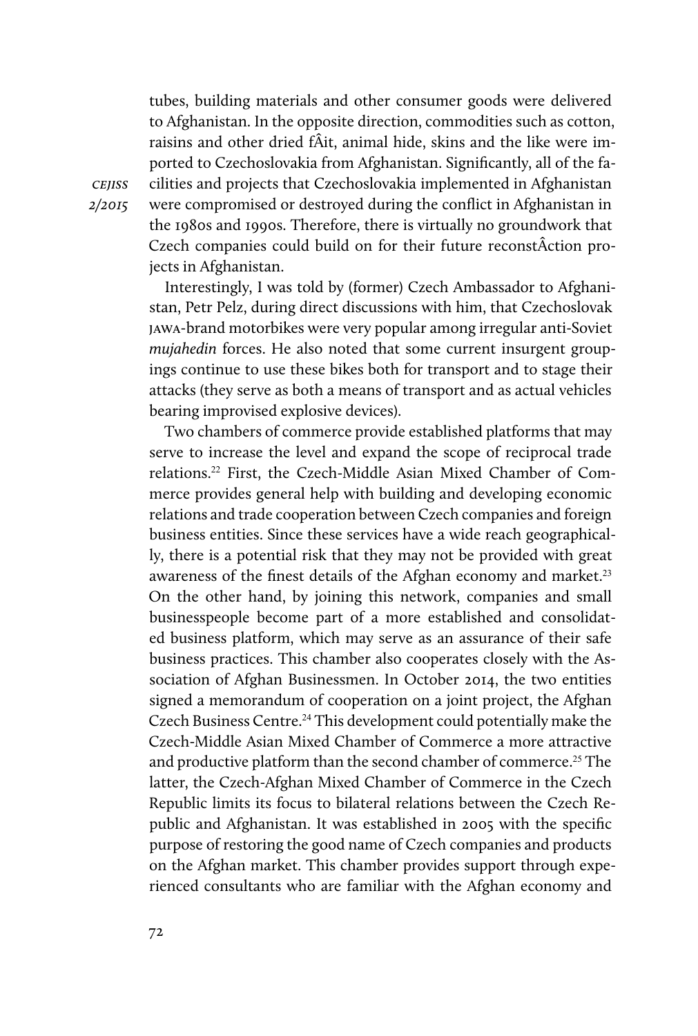tubes, building materials and other consumer goods were delivered to Afghanistan. In the opposite direction, commodities such as cotton, raisins and other dried fÂit, animal hide, skins and the like were imported to Czechoslovakia from Afghanistan. Significantly, all of the facilities and projects that Czechoslovakia implemented in Afghanistan were compromised or destroyed during the conflict in Afghanistan in the 1980s and 1990s. Therefore, there is virtually no groundwork that Czech companies could build on for their future reconstÂction projects in Afghanistan.

Interestingly, I was told by (former) Czech Ambassador to Afghanistan, Petr Pelz, during direct discussions with him, that Czechoslovak JAWA-brand motorbikes were very popular among irregular anti-Soviet *mujahedin* forces. He also noted that some current insurgent groupings continue to use these bikes both for transport and to stage their attacks (they serve as both a means of transport and as actual vehicles bearing improvised explosive devices).

Two chambers of commerce provide established platforms that may serve to increase the level and expand the scope of reciprocal trade relations.[22] First, the Czech-Middle Asian Mixed Chamber of Commerce provides general help with building and developing economic relations and trade cooperation between Czech companies and foreign business entities. Since these services have a wide reach geographically, there is a potential risk that they may not be provided with great awareness of the finest details of the Afghan economy and market.[23] On the other hand, by joining this network, companies and small businesspeople become part of a more established and consolidated business platform, which may serve as an assurance of their safe business practices. This chamber also cooperates closely with the Association of Afghan Businessmen. In October 2014, the two entities signed a memorandum of cooperation on a joint project, the Afghan Czech Business Centre.[24] This development could potentially make the Czech-Middle Asian Mixed Chamber of Commerce a more attractive and productive platform than the second chamber of commerce.[25] The latter, the Czech-Afghan Mixed Chamber of Commerce in the Czech Republic limits its focus to bilateral relations between the Czech Republic and Afghanistan. It was established in 2005 with the specific purpose of restoring the good name of Czech companies and products on the Afghan market. This chamber provides support through experienced consultants who are familiar with the Afghan economy and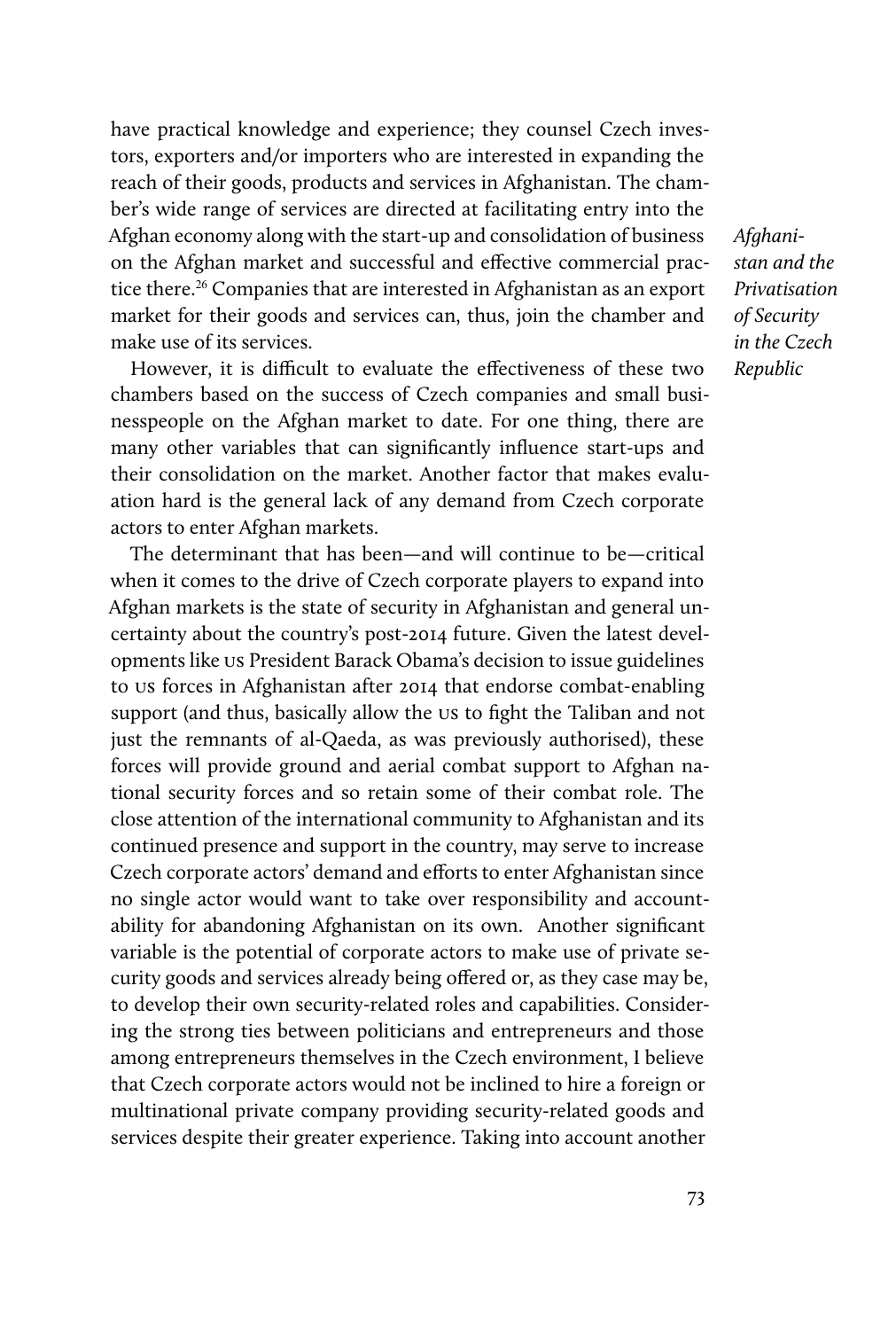have practical knowledge and experience; they counsel Czech investors, exporters and/or importers who are interested in expanding the reach of their goods, products and services in Afghanistan. The chamber's wide range of services are directed at facilitating entry into the Afghan economy along with the start-up and consolidation of business on the Afghan market and successful and effective commercial practice there.[26] Companies that are interested in Afghanistan as an export market for their goods and services can, thus, join the chamber and make use of its services.

However, it is difficult to evaluate the effectiveness of these two chambers based on the success of Czech companies and small businesspeople on the Afghan market to date. For one thing, there are many other variables that can significantly influence start-ups and their consolidation on the market. Another factor that makes evaluation hard is the general lack of any demand from Czech corporate actors to enter Afghan markets.

The determinant that has been—and will continue to be—critical when it comes to the drive of Czech corporate players to expand into Afghan markets is the state of security in Afghanistan and general uncertainty about the country's post-2014 future. Given the latest developments like US President Barack Obama's decision to issue guidelines to US forces in Afghanistan after 2014 that endorse combat-enabling support (and thus, basically allow the US to fight the Taliban and not just the remnants of al-Qaeda, as was previously authorised), these forces will provide ground and aerial combat support to Afghan national security forces and so retain some of their combat role. The close attention of the international community to Afghanistan and its continued presence and support in the country, may serve to increase Czech corporate actors' demand and efforts to enter Afghanistan since no single actor would want to take over responsibility and accountability for abandoning Afghanistan on its own. Another significant variable is the potential of corporate actors to make use of private security goods and services already being offered or, as they case may be, to develop their own security-related roles and capabilities. Considering the strong ties between politicians and entrepreneurs and those among entrepreneurs themselves in the Czech environment, I believe that Czech corporate actors would not be inclined to hire a foreign or multinational private company providing security-related goods and services despite their greater experience. Taking into account another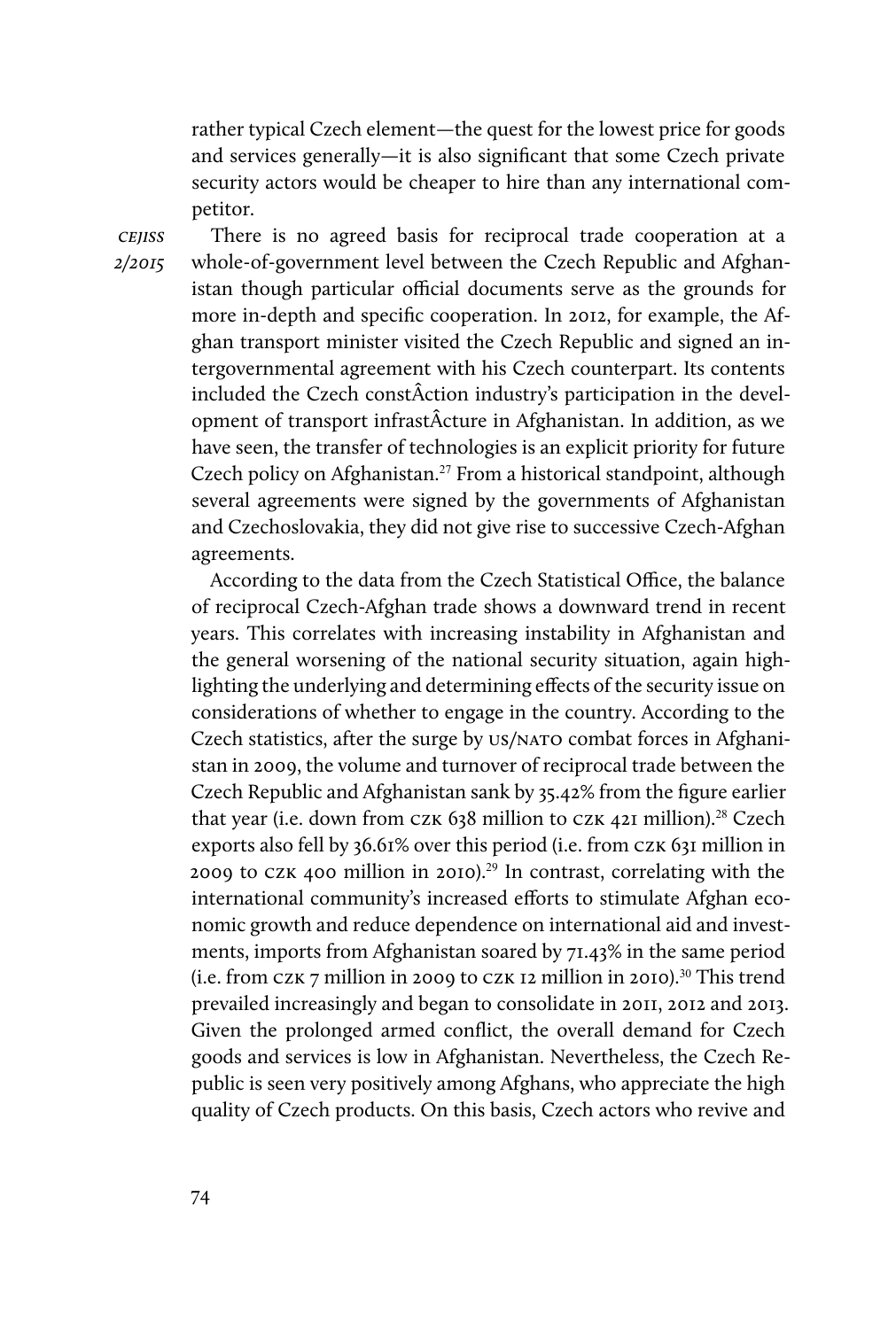rather typical Czech element—the quest for the lowest price for goods and services generally—it is also significant that some Czech private security actors would be cheaper to hire than any international competitor.

There is no agreed basis for reciprocal trade cooperation at a whole-of-government level between the Czech Republic and Afghanistan though particular official documents serve as the grounds for more in-depth and specific cooperation. In 2012, for example, the Afghan transport minister visited the Czech Republic and signed an intergovernmental agreement with his Czech counterpart. Its contents included the Czech constÂction industry's participation in the development of transport infrastÂcture in Afghanistan. In addition, as we have seen, the transfer of technologies is an explicit priority for future Czech policy on Afghanistan.[27] From a historical standpoint, although several agreements were signed by the governments of Afghanistan and Czechoslovakia, they did not give rise to successive Czech-Afghan agreements.

According to the data from the Czech Statistical Office, the balance of reciprocal Czech-Afghan trade shows a downward trend in recent years. This correlates with increasing instability in Afghanistan and the general worsening of the national security situation, again highlighting the underlying and determining effects of the security issue on considerations of whether to engage in the country. According to the Czech statistics, after the surge by US/NATO combat forces in Afghanistan in 2009, the volume and turnover of reciprocal trade between the Czech Republic and Afghanistan sank by 35.42% from the figure earlier that year (i.e. down from CZK 638 million to CZK 421 million).[28] Czech exports also fell by 36.61% over this period (i.e. from CZK 631 million in 2009 to CZK 400 million in 2010).[29] In contrast, correlating with the international community's increased efforts to stimulate Afghan economic growth and reduce dependence on international aid and investments, imports from Afghanistan soared by 71.43% in the same period (i.e. from CZK 7 million in 2009 to CZK 12 million in 2010).[30] This trend prevailed increasingly and began to consolidate in 2011, 2012 and 2013. Given the prolonged armed conflict, the overall demand for Czech goods and services is low in Afghanistan. Nevertheless, the Czech Republic is seen very positively among Afghans, who appreciate the high quality of Czech products. On this basis, Czech actors who revive and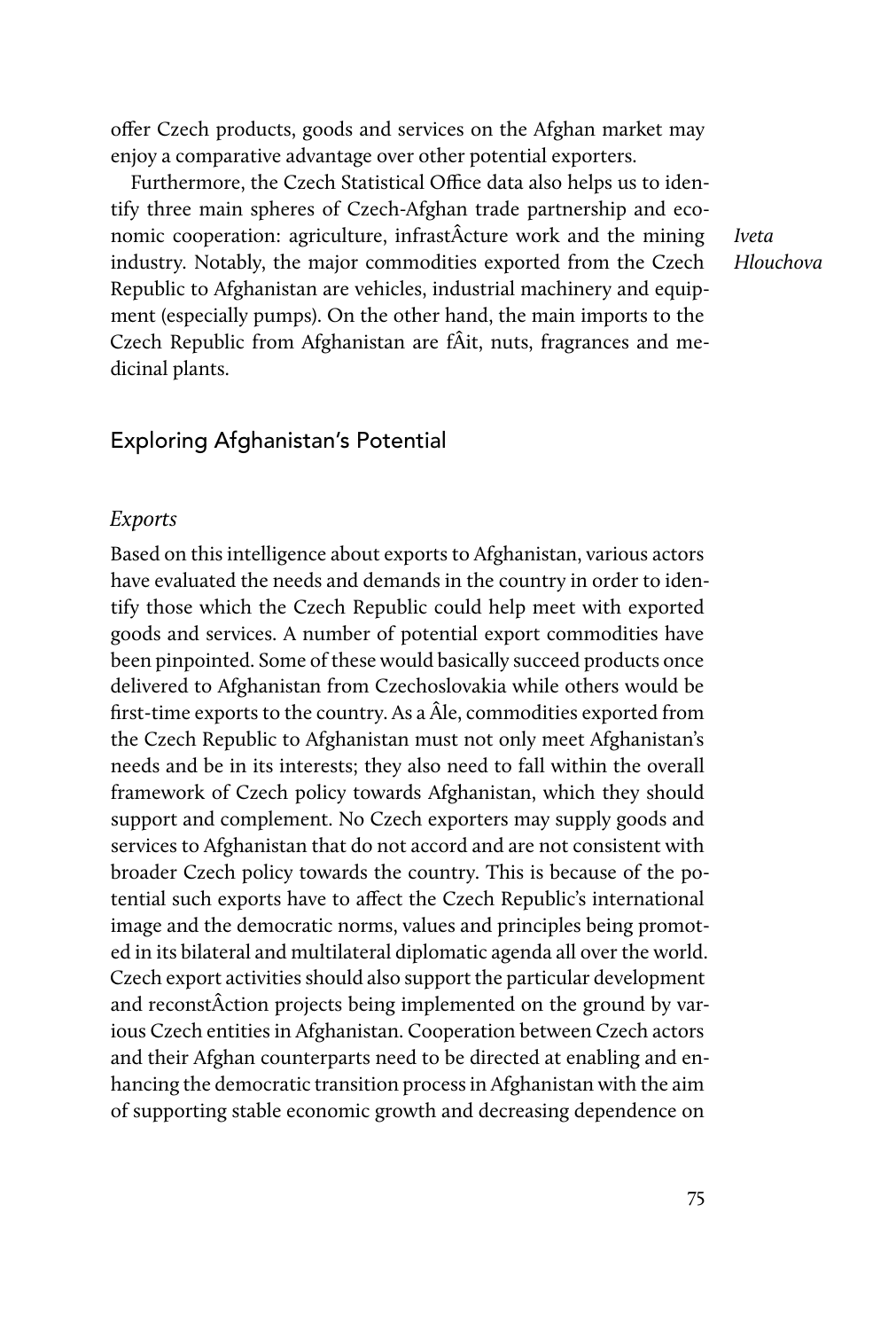offer Czech products, goods and services on the Afghan market may enjoy a comparative advantage over other potential exporters.

Furthermore, the Czech Statistical Office data also helps us to identify three main spheres of Czech-Afghan trade partnership and economic cooperation: agriculture, infrastÂcture work and the mining industry. Notably, the major commodities exported from the Czech Republic to Afghanistan are vehicles, industrial machinery and equipment (especially pumps). On the other hand, the main imports to the Czech Republic from Afghanistan are fÂit, nuts, fragrances and medicinal plants.

## Exploring Afghanistan's Potential

### *Exports*

Based on this intelligence about exports to Afghanistan, various actors have evaluated the needs and demands in the country in order to identify those which the Czech Republic could help meet with exported goods and services. A number of potential export commodities have been pinpointed. Some of these would basically succeed products once delivered to Afghanistan from Czechoslovakia while others would be first-time exports to the country. As a Âle, commodities exported from the Czech Republic to Afghanistan must not only meet Afghanistan's needs and be in its interests; they also need to fall within the overall framework of Czech policy towards Afghanistan, which they should support and complement. No Czech exporters may supply goods and services to Afghanistan that do not accord and are not consistent with broader Czech policy towards the country. This is because of the potential such exports have to affect the Czech Republic's international image and the democratic norms, values and principles being promoted in its bilateral and multilateral diplomatic agenda all over the world. Czech export activities should also support the particular development and reconstÂction projects being implemented on the ground by various Czech entities in Afghanistan. Cooperation between Czech actors and their Afghan counterparts need to be directed at enabling and enhancing the democratic transition process in Afghanistan with the aim of supporting stable economic growth and decreasing dependence on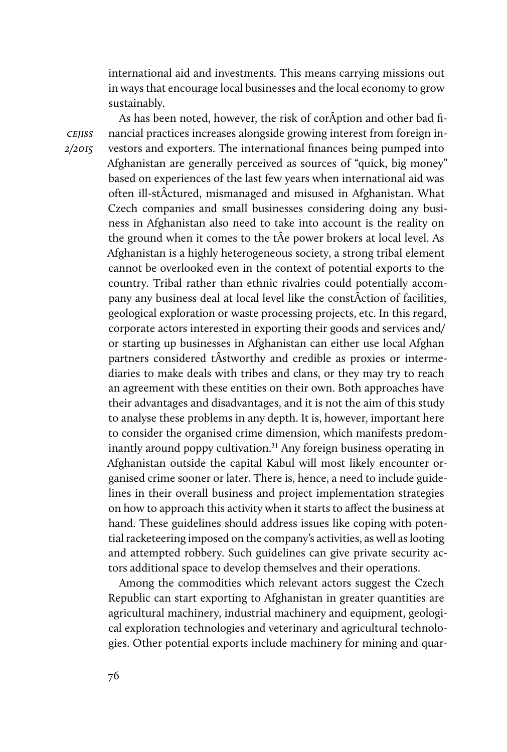international aid and investments. This means carrying missions out in ways that encourage local businesses and the local economy to grow sustainably.

As has been noted, however, the risk of corÂption and other bad financial practices increases alongside growing interest from foreign investors and exporters. The international finances being pumped into Afghanistan are generally perceived as sources of "quick, big money" based on experiences of the last few years when international aid was often ill-stÂctured, mismanaged and misused in Afghanistan. What Czech companies and small businesses considering doing any business in Afghanistan also need to take into account is the reality on the ground when it comes to the tÂe power brokers at local level. As Afghanistan is a highly heterogeneous society, a strong tribal element cannot be overlooked even in the context of potential exports to the country. Tribal rather than ethnic rivalries could potentially accompany any business deal at local level like the constÂction of facilities, geological exploration or waste processing projects, etc. In this regard, corporate actors interested in exporting their goods and services and/or starting up businesses in Afghanistan can either use local Afghan partners considered tÂstworthy and credible as proxies or intermediaries to make deals with tribes and clans, or they may try to reach an agreement with these entities on their own. Both approaches have their advantages and disadvantages, and it is not the aim of this study to analyse these problems in any depth. It is, however, important here to consider the organised crime dimension, which manifests predominantly around poppy cultivation.[31] Any foreign business operating in Afghanistan outside the capital Kabul will most likely encounter organised crime sooner or later. There is, hence, a need to include guidelines in their overall business and project implementation strategies on how to approach this activity when it starts to affect the business at hand. These guidelines should address issues like coping with potential racketeering imposed on the company's activities, as well as looting and attempted robbery. Such guidelines can give private security actors additional space to develop themselves and their operations.

Among the commodities which relevant actors suggest the Czech Republic can start exporting to Afghanistan in greater quantities are agricultural machinery, industrial machinery and equipment, geological exploration technologies and veterinary and agricultural technologies. Other potential exports include machinery for mining and quar-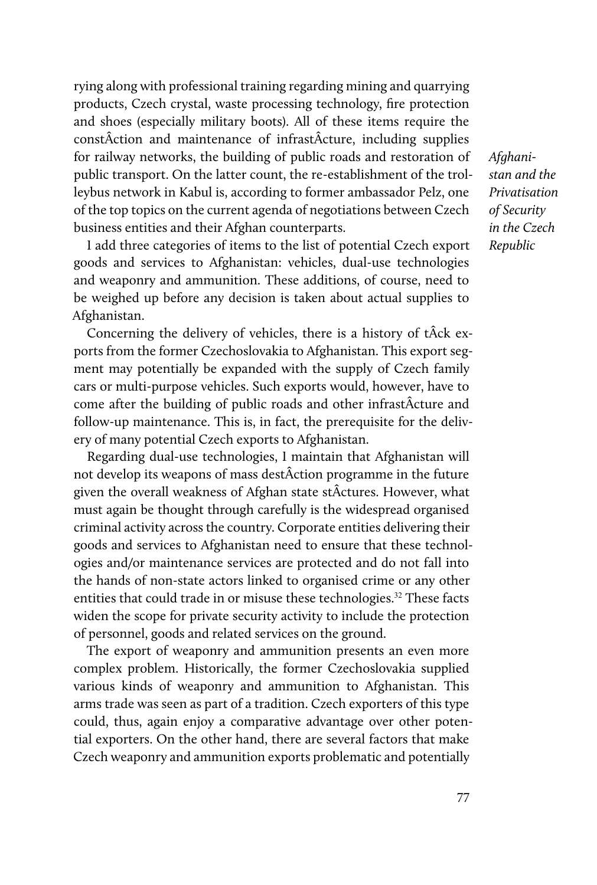rying along with professional training regarding mining and quarrying products, Czech crystal, waste processing technology, fire protection and shoes (especially military boots). All of these items require the constÂction and maintenance of infrastÂcture, including supplies for railway networks, the building of public roads and restoration of public transport. On the latter count, the re-establishment of the trolleybus network in Kabul is, according to former ambassador Pelz, one of the top topics on the current agenda of negotiations between Czech business entities and their Afghan counterparts.

I add three categories of items to the list of potential Czech export goods and services to Afghanistan: vehicles, dual-use technologies and weaponry and ammunition. These additions, of course, need to be weighed up before any decision is taken about actual supplies to Afghanistan.

Concerning the delivery of vehicles, there is a history of tÂck exports from the former Czechoslovakia to Afghanistan. This export segment may potentially be expanded with the supply of Czech family cars or multi-purpose vehicles. Such exports would, however, have to come after the building of public roads and other infrastÂcture and follow-up maintenance. This is, in fact, the prerequisite for the delivery of many potential Czech exports to Afghanistan.

Regarding dual-use technologies, I maintain that Afghanistan will not develop its weapons of mass destÂction programme in the future given the overall weakness of Afghan state stÂctures. However, what must again be thought through carefully is the widespread organised criminal activity across the country. Corporate entities delivering their goods and services to Afghanistan need to ensure that these technologies and/or maintenance services are protected and do not fall into the hands of non-state actors linked to organised crime or any other entities that could trade in or misuse these technologies.[32] These facts widen the scope for private security activity to include the protection of personnel, goods and related services on the ground.

The export of weaponry and ammunition presents an even more complex problem. Historically, the former Czechoslovakia supplied various kinds of weaponry and ammunition to Afghanistan. This arms trade was seen as part of a tradition. Czech exporters of this type could, thus, again enjoy a comparative advantage over other potential exporters. On the other hand, there are several factors that make Czech weaponry and ammunition exports problematic and potentially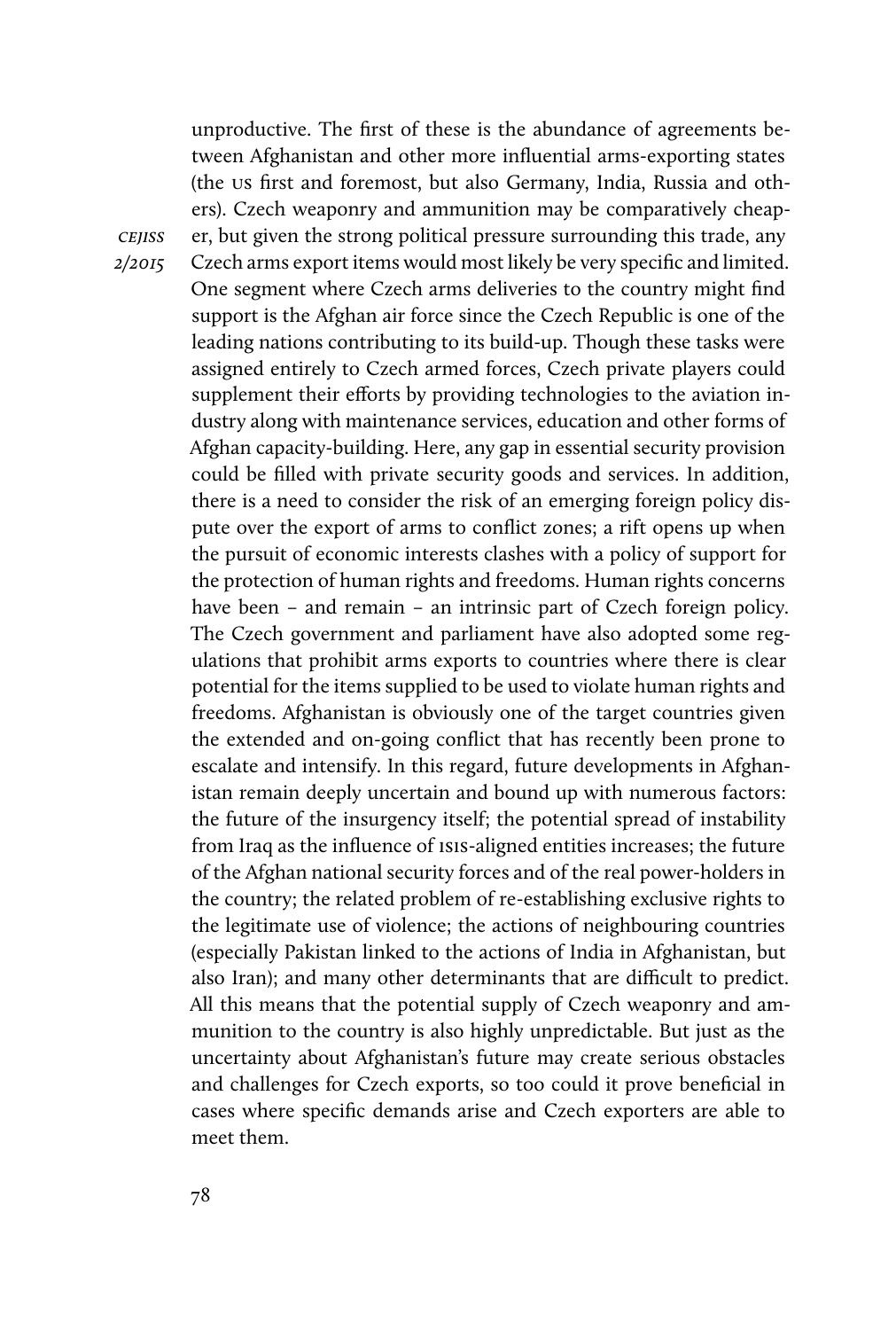unproductive. The first of these is the abundance of agreements between Afghanistan and other more influential arms-exporting states (the US first and foremost, but also Germany, India, Russia and others). Czech weaponry and ammunition may be comparatively cheaper, but given the strong political pressure surrounding this trade, any Czech arms export items would most likely be very specific and limited. One segment where Czech arms deliveries to the country might find support is the Afghan air force since the Czech Republic is one of the leading nations contributing to its build-up. Though these tasks were assigned entirely to Czech armed forces, Czech private players could supplement their efforts by providing technologies to the aviation industry along with maintenance services, education and other forms of Afghan capacity-building. Here, any gap in essential security provision could be filled with private security goods and services. In addition, there is a need to consider the risk of an emerging foreign policy dispute over the export of arms to conflict zones; a rift opens up when the pursuit of economic interests clashes with a policy of support for the protection of human rights and freedoms. Human rights concerns have been – and remain – an intrinsic part of Czech foreign policy. The Czech government and parliament have also adopted some regulations that prohibit arms exports to countries where there is clear potential for the items supplied to be used to violate human rights and freedoms. Afghanistan is obviously one of the target countries given the extended and on-going conflict that has recently been prone to escalate and intensify. In this regard, future developments in Afghanistan remain deeply uncertain and bound up with numerous factors: the future of the insurgency itself; the potential spread of instability from Iraq as the influence of ISIS-aligned entities increases; the future of the Afghan national security forces and of the real power-holders in the country; the related problem of re-establishing exclusive rights to the legitimate use of violence; the actions of neighbouring countries (especially Pakistan linked to the actions of India in Afghanistan, but also Iran); and many other determinants that are difficult to predict. All this means that the potential supply of Czech weaponry and ammunition to the country is also highly unpredictable. But just as the uncertainty about Afghanistan's future may create serious obstacles and challenges for Czech exports, so too could it prove beneficial in cases where specific demands arise and Czech exporters are able to meet them.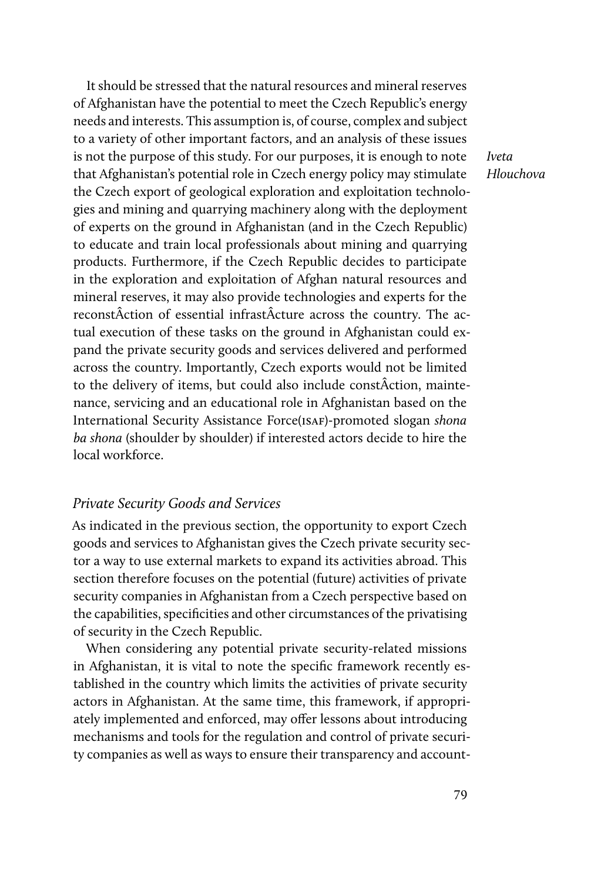It should be stressed that the natural resources and mineral reserves of Afghanistan have the potential to meet the Czech Republic's energy needs and interests. This assumption is, of course, complex and subject to a variety of other important factors, and an analysis of these issues is not the purpose of this study. For our purposes, it is enough to note that Afghanistan's potential role in Czech energy policy may stimulate the Czech export of geological exploration and exploitation technologies and mining and quarrying machinery along with the deployment of experts on the ground in Afghanistan (and in the Czech Republic) to educate and train local professionals about mining and quarrying products. Furthermore, if the Czech Republic decides to participate in the exploration and exploitation of Afghan natural resources and mineral reserves, it may also provide technologies and experts for the reconstÂction of essential infrastÂcture across the country. The actual execution of these tasks on the ground in Afghanistan could expand the private security goods and services delivered and performed across the country. Importantly, Czech exports would not be limited to the delivery of items, but could also include constÂction, maintenance, servicing and an educational role in Afghanistan based on the International Security Assistance Force(ISAF)-promoted slogan *shona ba shona* (shoulder by shoulder) if interested actors decide to hire the local workforce.

### *Private Security Goods and Services*

As indicated in the previous section, the opportunity to export Czech goods and services to Afghanistan gives the Czech private security sector a way to use external markets to expand its activities abroad. This section therefore focuses on the potential (future) activities of private security companies in Afghanistan from a Czech perspective based on the capabilities, specificities and other circumstances of the privatising of security in the Czech Republic.

When considering any potential private security-related missions in Afghanistan, it is vital to note the specific framework recently established in the country which limits the activities of private security actors in Afghanistan. At the same time, this framework, if appropriately implemented and enforced, may offer lessons about introducing mechanisms and tools for the regulation and control of private security companies as well as ways to ensure their transparency and account-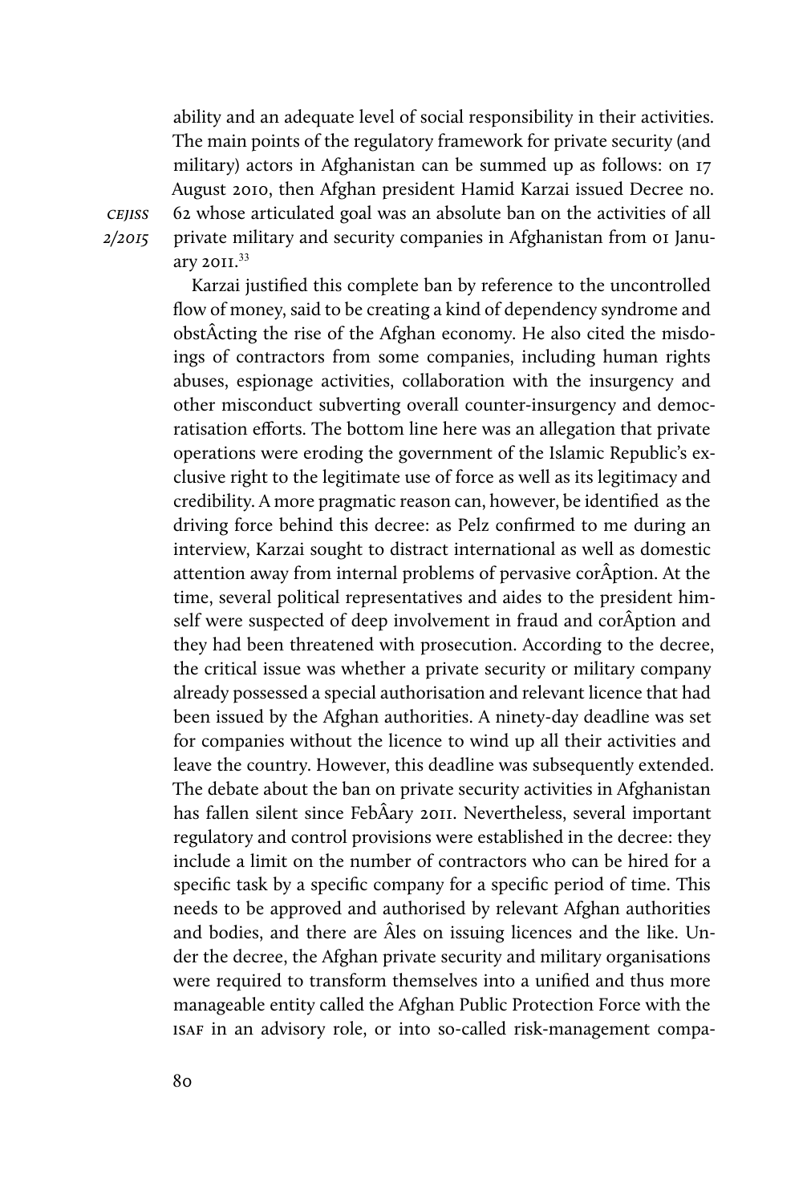ability and an adequate level of social responsibility in their activities. The main points of the regulatory framework for private security (and military) actors in Afghanistan can be summed up as follows: on 17 August 2010, then Afghan president Hamid Karzai issued Decree no. 62 whose articulated goal was an absolute ban on the activities of all private military and security companies in Afghanistan from 01 January 2011.[33]

Karzai justified this complete ban by reference to the uncontrolled flow of money, said to be creating a kind of dependency syndrome and obstÂcting the rise of the Afghan economy. He also cited the misdoings of contractors from some companies, including human rights abuses, espionage activities, collaboration with the insurgency and other misconduct subverting overall counter-insurgency and democratisation efforts. The bottom line here was an allegation that private operations were eroding the government of the Islamic Republic's exclusive right to the legitimate use of force as well as its legitimacy and credibility. A more pragmatic reason can, however, be identified as the driving force behind this decree: as Pelz confirmed to me during an interview, Karzai sought to distract international as well as domestic attention away from internal problems of pervasive corÂption. At the time, several political representatives and aides to the president himself were suspected of deep involvement in fraud and corÂption and they had been threatened with prosecution. According to the decree, the critical issue was whether a private security or military company already possessed a special authorisation and relevant licence that had been issued by the Afghan authorities. A ninety-day deadline was set for companies without the licence to wind up all their activities and leave the country. However, this deadline was subsequently extended. The debate about the ban on private security activities in Afghanistan has fallen silent since FebÂary 2011. Nevertheless, several important regulatory and control provisions were established in the decree: they include a limit on the number of contractors who can be hired for a specific task by a specific company for a specific period of time. This needs to be approved and authorised by relevant Afghan authorities and bodies, and there are Âles on issuing licences and the like. Under the decree, the Afghan private security and military organisations were required to transform themselves into a unified and thus more manageable entity called the Afghan Public Protection Force with the ISAF in an advisory role, or into so-called risk-management compa-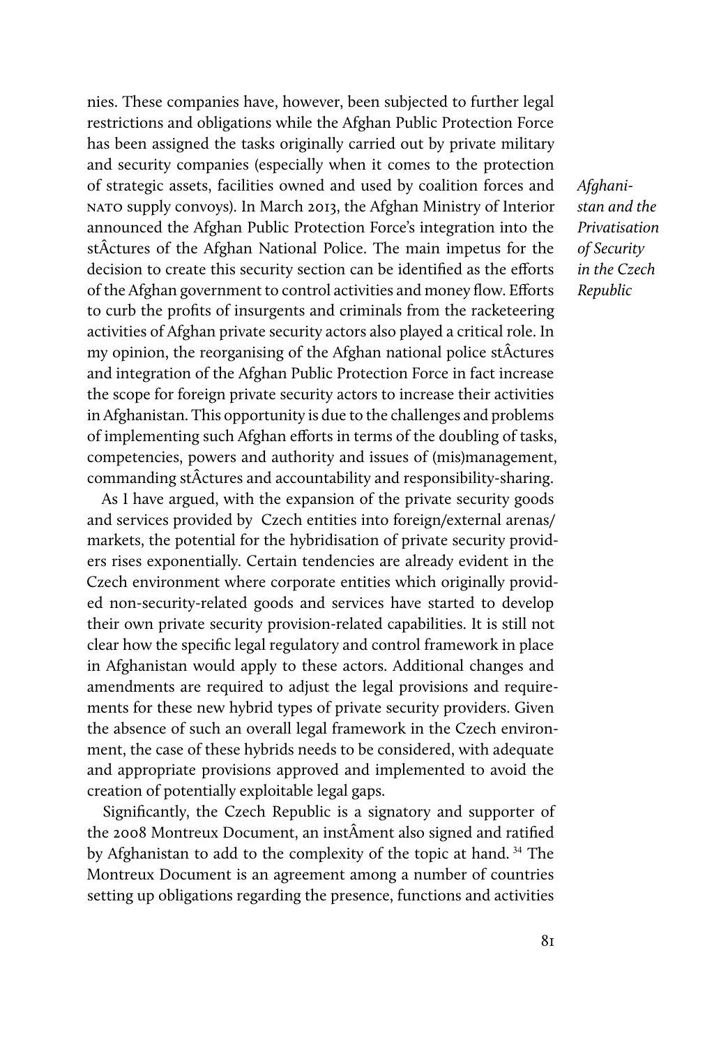nies. These companies have, however, been subjected to further legal restrictions and obligations while the Afghan Public Protection Force has been assigned the tasks originally carried out by private military and security companies (especially when it comes to the protection of strategic assets, facilities owned and used by coalition forces and NATO supply convoys). In March 2013, the Afghan Ministry of Interior announced the Afghan Public Protection Force's integration into the stÂctures of the Afghan National Police. The main impetus for the decision to create this security section can be identified as the efforts of the Afghan government to control activities and money flow. Efforts to curb the profits of insurgents and criminals from the racketeering activities of Afghan private security actors also played a critical role. In my opinion, the reorganising of the Afghan national police stÂctures and integration of the Afghan Public Protection Force in fact increase the scope for foreign private security actors to increase their activities in Afghanistan. This opportunity is due to the challenges and problems of implementing such Afghan efforts in terms of the doubling of tasks, competencies, powers and authority and issues of (mis)management, commanding stÂctures and accountability and responsibility-sharing.

*Afghanistan and the Privatisation of Security in the Czech Republic*

As I have argued, with the expansion of the private security goods and services provided by Czech entities into foreign/external arenas/markets, the potential for the hybridisation of private security providers rises exponentially. Certain tendencies are already evident in the Czech environment where corporate entities which originally provided non-security-related goods and services have started to develop their own private security provision-related capabilities. It is still not clear how the specific legal regulatory and control framework in place in Afghanistan would apply to these actors. Additional changes and amendments are required to adjust the legal provisions and requirements for these new hybrid types of private security providers. Given the absence of such an overall legal framework in the Czech environment, the case of these hybrids needs to be considered, with adequate and appropriate provisions approved and implemented to avoid the creation of potentially exploitable legal gaps.

Significantly, the Czech Republic is a signatory and supporter of the 2008 Montreux Document, an instÂment also signed and ratified by Afghanistan to add to the complexity of the topic at hand. [34] The Montreux Document is an agreement among a number of countries setting up obligations regarding the presence, functions and activities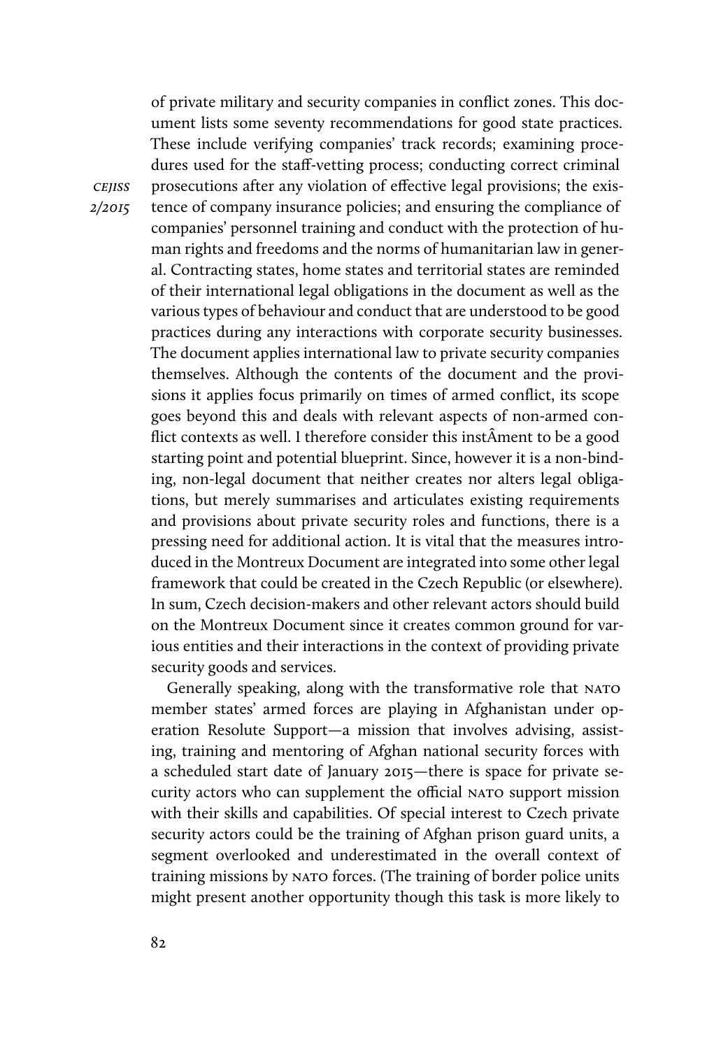of private military and security companies in conflict zones. This document lists some seventy recommendations for good state practices. These include verifying companies' track records; examining procedures used for the staff-vetting process; conducting correct criminal prosecutions after any violation of effective legal provisions; the existence of company insurance policies; and ensuring the compliance of companies' personnel training and conduct with the protection of human rights and freedoms and the norms of humanitarian law in general. Contracting states, home states and territorial states are reminded of their international legal obligations in the document as well as the various types of behaviour and conduct that are understood to be good practices during any interactions with corporate security businesses. The document applies international law to private security companies themselves. Although the contents of the document and the provisions it applies focus primarily on times of armed conflict, its scope goes beyond this and deals with relevant aspects of non-armed conflict contexts as well. I therefore consider this instÂment to be a good starting point and potential blueprint. Since, however it is a non-binding, non-legal document that neither creates nor alters legal obligations, but merely summarises and articulates existing requirements and provisions about private security roles and functions, there is a pressing need for additional action. It is vital that the measures introduced in the Montreux Document are integrated into some other legal framework that could be created in the Czech Republic (or elsewhere). In sum, Czech decision-makers and other relevant actors should build on the Montreux Document since it creates common ground for various entities and their interactions in the context of providing private security goods and services.

Generally speaking, along with the transformative role that NATO member states' armed forces are playing in Afghanistan under operation Resolute Support—a mission that involves advising, assisting, training and mentoring of Afghan national security forces with a scheduled start date of January 2015—there is space for private security actors who can supplement the official NATO support mission with their skills and capabilities. Of special interest to Czech private security actors could be the training of Afghan prison guard units, a segment overlooked and underestimated in the overall context of training missions by NATO forces. (The training of border police units might present another opportunity though this task is more likely to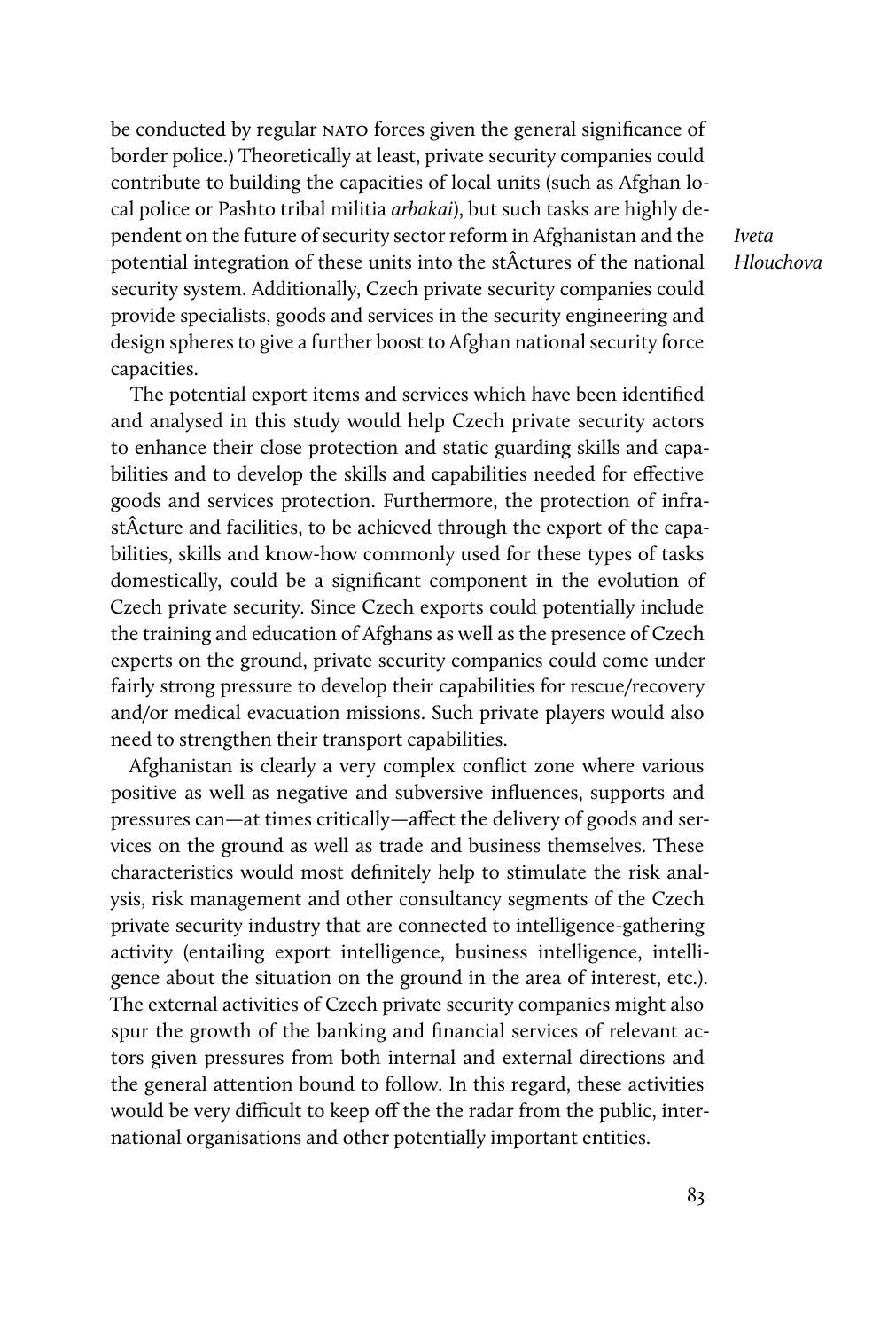be conducted by regular NATO forces given the general significance of border police.) Theoretically at least, private security companies could contribute to building the capacities of local units (such as Afghan local police or Pashto tribal militia *arbakai*), but such tasks are highly dependent on the future of security sector reform in Afghanistan and the potential integration of these units into the stÂctures of the national security system. Additionally, Czech private security companies could provide specialists, goods and services in the security engineering and design spheres to give a further boost to Afghan national security force capacities.

The potential export items and services which have been identified and analysed in this study would help Czech private security actors to enhance their close protection and static guarding skills and capabilities and to develop the skills and capabilities needed for effective goods and services protection. Furthermore, the protection of infrastÂcture and facilities, to be achieved through the export of the capabilities, skills and know-how commonly used for these types of tasks domestically, could be a significant component in the evolution of Czech private security. Since Czech exports could potentially include the training and education of Afghans as well as the presence of Czech experts on the ground, private security companies could come under fairly strong pressure to develop their capabilities for rescue/recovery and/or medical evacuation missions. Such private players would also need to strengthen their transport capabilities.

Afghanistan is clearly a very complex conflict zone where various positive as well as negative and subversive influences, supports and pressures can—at times critically—affect the delivery of goods and services on the ground as well as trade and business themselves. These characteristics would most definitely help to stimulate the risk analysis, risk management and other consultancy segments of the Czech private security industry that are connected to intelligence-gathering activity (entailing export intelligence, business intelligence, intelligence about the situation on the ground in the area of interest, etc.). The external activities of Czech private security companies might also spur the growth of the banking and financial services of relevant actors given pressures from both internal and external directions and the general attention bound to follow. In this regard, these activities would be very difficult to keep off the the radar from the public, international organisations and other potentially important entities.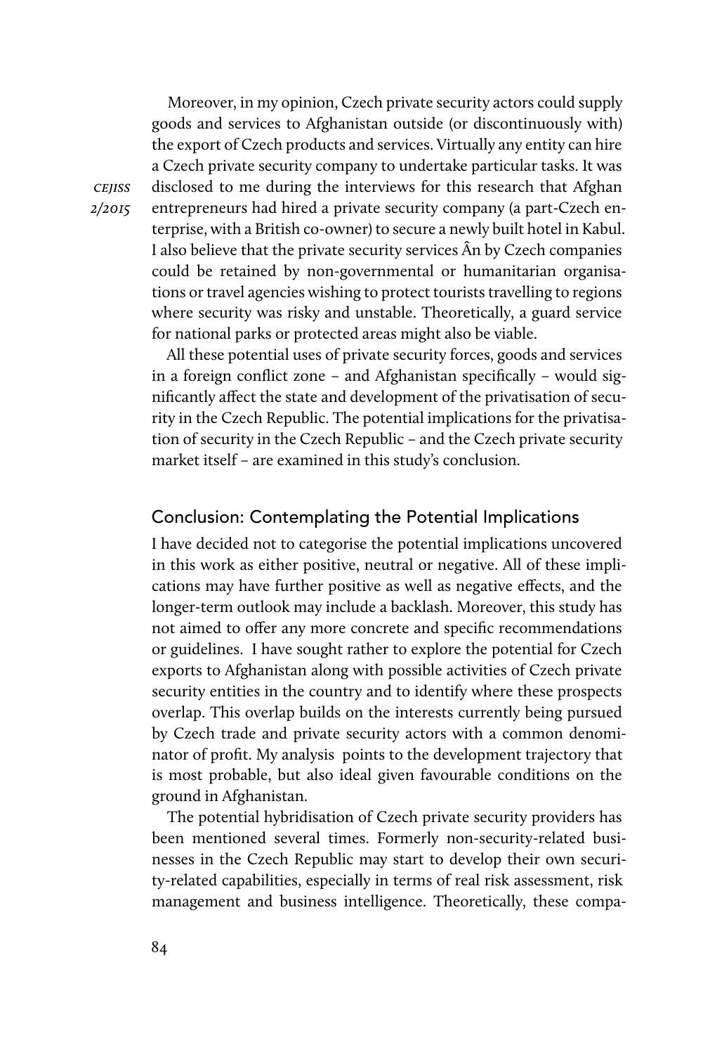Moreover, in my opinion, Czech private security actors could supply goods and services to Afghanistan outside (or discontinuously with) the export of Czech products and services. Virtually any entity can hire a Czech private security company to undertake particular tasks. It was disclosed to me during the interviews for this research that Afghan entrepreneurs had hired a private security company (a part-Czech enterprise, with a British co-owner) to secure a newly built hotel in Kabul. I also believe that the private security services Ân by Czech companies could be retained by non-governmental or humanitarian organisations or travel agencies wishing to protect tourists travelling to regions where security was risky and unstable. Theoretically, a guard service for national parks or protected areas might also be viable.

All these potential uses of private security forces, goods and services in a foreign conflict zone – and Afghanistan specifically – would significantly affect the state and development of the privatisation of security in the Czech Republic. The potential implications for the privatisation of security in the Czech Republic – and the Czech private security market itself – are examined in this study's conclusion.

## Conclusion: Contemplating the Potential Implications

I have decided not to categorise the potential implications uncovered in this work as either positive, neutral or negative. All of these implications may have further positive as well as negative effects, and the longer-term outlook may include a backlash. Moreover, this study has not aimed to offer any more concrete and specific recommendations or guidelines. I have sought rather to explore the potential for Czech exports to Afghanistan along with possible activities of Czech private security entities in the country and to identify where these prospects overlap. This overlap builds on the interests currently being pursued by Czech trade and private security actors with a common denominator of profit. My analysis points to the development trajectory that is most probable, but also ideal given favourable conditions on the ground in Afghanistan.

The potential hybridisation of Czech private security providers has been mentioned several times. Formerly non-security-related businesses in the Czech Republic may start to develop their own security-related capabilities, especially in terms of real risk assessment, risk management and business intelligence. Theoretically, these compa-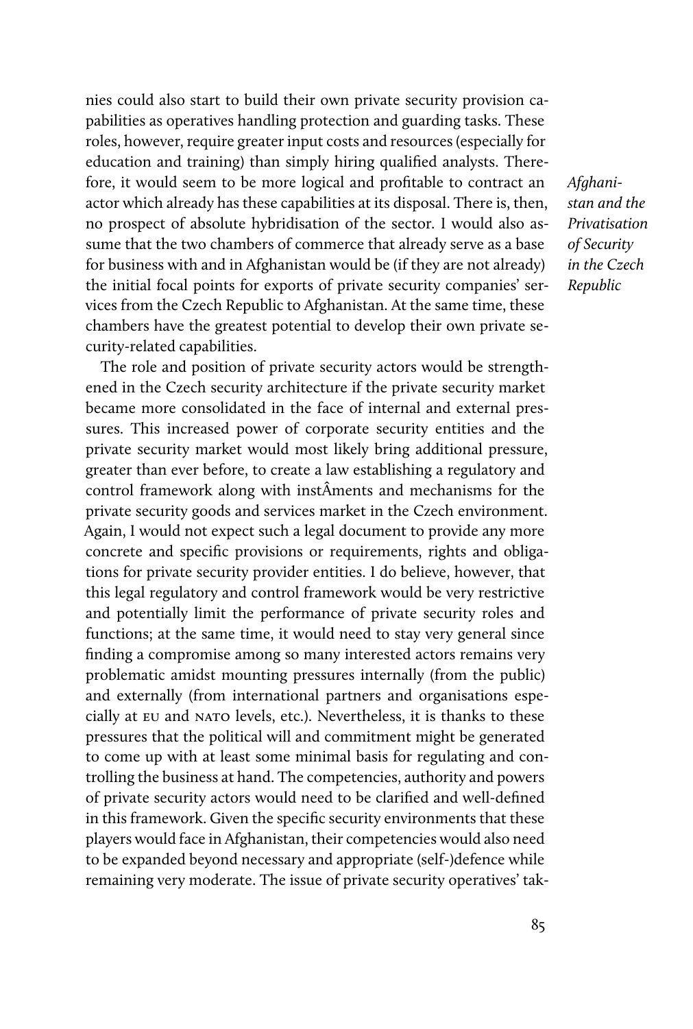nies could also start to build their own private security provision capabilities as operatives handling protection and guarding tasks. These roles, however, require greater input costs and resources (especially for education and training) than simply hiring qualified analysts. Therefore, it would seem to be more logical and profitable to contract an actor which already has these capabilities at its disposal. There is, then, no prospect of absolute hybridisation of the sector. I would also assume that the two chambers of commerce that already serve as a base for business with and in Afghanistan would be (if they are not already) the initial focal points for exports of private security companies' services from the Czech Republic to Afghanistan. At the same time, these chambers have the greatest potential to develop their own private security-related capabilities.

The role and position of private security actors would be strengthened in the Czech security architecture if the private security market became more consolidated in the face of internal and external pressures. This increased power of corporate security entities and the private security market would most likely bring additional pressure, greater than ever before, to create a law establishing a regulatory and control framework along with instÂments and mechanisms for the private security goods and services market in the Czech environment. Again, I would not expect such a legal document to provide any more concrete and specific provisions or requirements, rights and obligations for private security provider entities. I do believe, however, that this legal regulatory and control framework would be very restrictive and potentially limit the performance of private security roles and functions; at the same time, it would need to stay very general since finding a compromise among so many interested actors remains very problematic amidst mounting pressures internally (from the public) and externally (from international partners and organisations especially at EU and NATO levels, etc.). Nevertheless, it is thanks to these pressures that the political will and commitment might be generated to come up with at least some minimal basis for regulating and controlling the business at hand. The competencies, authority and powers of private security actors would need to be clarified and well-defined in this framework. Given the specific security environments that these players would face in Afghanistan, their competencies would also need to be expanded beyond necessary and appropriate (self-)defence while remaining very moderate. The issue of private security operatives' tak-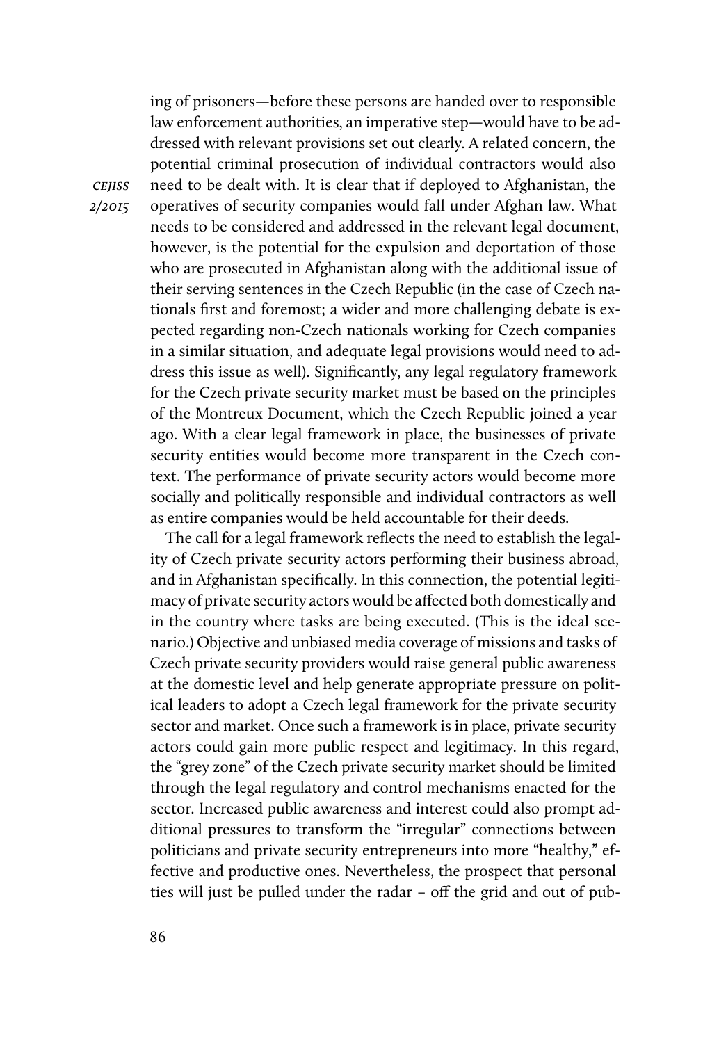ing of prisoners—before these persons are handed over to responsible law enforcement authorities, an imperative step—would have to be addressed with relevant provisions set out clearly. A related concern, the potential criminal prosecution of individual contractors would also need to be dealt with. It is clear that if deployed to Afghanistan, the operatives of security companies would fall under Afghan law. What needs to be considered and addressed in the relevant legal document, however, is the potential for the expulsion and deportation of those who are prosecuted in Afghanistan along with the additional issue of their serving sentences in the Czech Republic (in the case of Czech nationals first and foremost; a wider and more challenging debate is expected regarding non-Czech nationals working for Czech companies in a similar situation, and adequate legal provisions would need to address this issue as well). Significantly, any legal regulatory framework for the Czech private security market must be based on the principles of the Montreux Document, which the Czech Republic joined a year ago. With a clear legal framework in place, the businesses of private security entities would become more transparent in the Czech context. The performance of private security actors would become more socially and politically responsible and individual contractors as well as entire companies would be held accountable for their deeds.

The call for a legal framework reflects the need to establish the legality of Czech private security actors performing their business abroad, and in Afghanistan specifically. In this connection, the potential legitimacy of private security actors would be affected both domestically and in the country where tasks are being executed. (This is the ideal scenario.) Objective and unbiased media coverage of missions and tasks of Czech private security providers would raise general public awareness at the domestic level and help generate appropriate pressure on political leaders to adopt a Czech legal framework for the private security sector and market. Once such a framework is in place, private security actors could gain more public respect and legitimacy. In this regard, the "grey zone" of the Czech private security market should be limited through the legal regulatory and control mechanisms enacted for the sector. Increased public awareness and interest could also prompt additional pressures to transform the "irregular" connections between politicians and private security entrepreneurs into more "healthy," effective and productive ones. Nevertheless, the prospect that personal ties will just be pulled under the radar – off the grid and out of pub-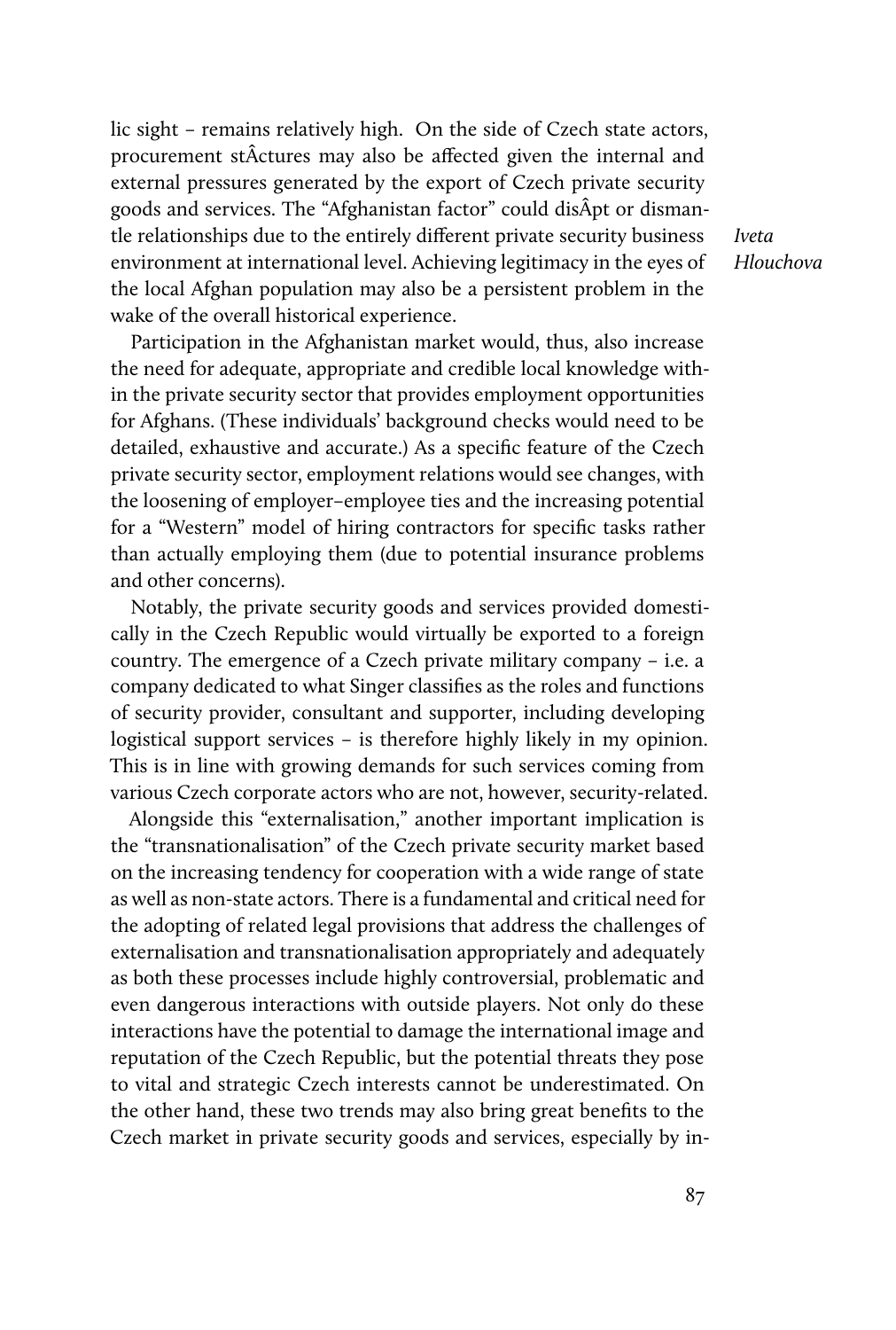lic sight – remains relatively high. On the side of Czech state actors, procurement stÂctures may also be affected given the internal and external pressures generated by the export of Czech private security goods and services. The "Afghanistan factor" could disÂpt or dismantle relationships due to the entirely different private security business environment at international level. Achieving legitimacy in the eyes of the local Afghan population may also be a persistent problem in the wake of the overall historical experience.

Participation in the Afghanistan market would, thus, also increase the need for adequate, appropriate and credible local knowledge within the private security sector that provides employment opportunities for Afghans. (These individuals' background checks would need to be detailed, exhaustive and accurate.) As a specific feature of the Czech private security sector, employment relations would see changes, with the loosening of employer–employee ties and the increasing potential for a "Western" model of hiring contractors for specific tasks rather than actually employing them (due to potential insurance problems and other concerns).

Notably, the private security goods and services provided domestically in the Czech Republic would virtually be exported to a foreign country. The emergence of a Czech private military company – i.e. a company dedicated to what Singer classifies as the roles and functions of security provider, consultant and supporter, including developing logistical support services – is therefore highly likely in my opinion. This is in line with growing demands for such services coming from various Czech corporate actors who are not, however, security-related.

Alongside this "externalisation," another important implication is the "transnationalisation" of the Czech private security market based on the increasing tendency for cooperation with a wide range of state as well as non-state actors. There is a fundamental and critical need for the adopting of related legal provisions that address the challenges of externalisation and transnationalisation appropriately and adequately as both these processes include highly controversial, problematic and even dangerous interactions with outside players. Not only do these interactions have the potential to damage the international image and reputation of the Czech Republic, but the potential threats they pose to vital and strategic Czech interests cannot be underestimated. On the other hand, these two trends may also bring great benefits to the Czech market in private security goods and services, especially by in-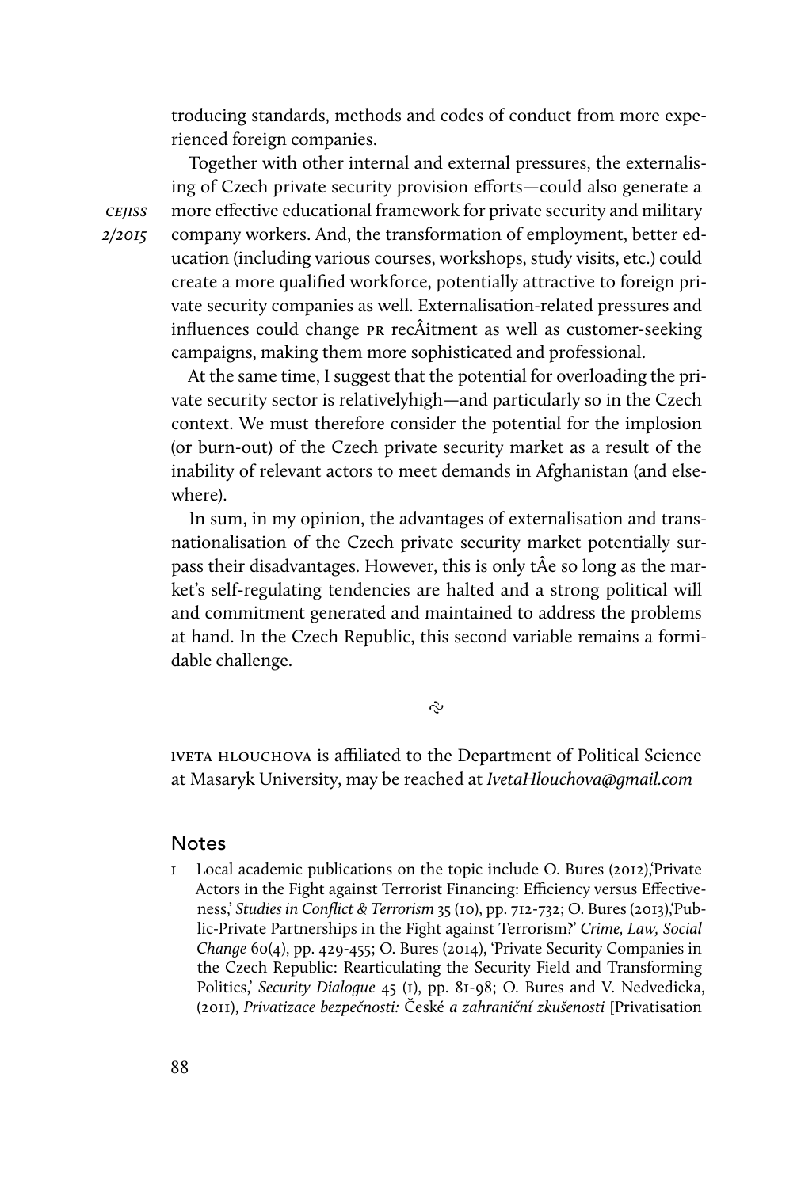troducing standards, methods and codes of conduct from more experienced foreign companies.

Together with other internal and external pressures, the externalising of Czech private security provision efforts—could also generate a more effective educational framework for private security and military company workers. And, the transformation of employment, better education (including various courses, workshops, study visits, etc.) could create a more qualified workforce, potentially attractive to foreign private security companies as well. Externalisation-related pressures and influences could change PR recÂitment as well as customer-seeking campaigns, making them more sophisticated and professional.

At the same time, I suggest that the potential for overloading the private security sector is relativelyhigh—and particularly so in the Czech context. We must therefore consider the potential for the implosion (or burn-out) of the Czech private security market as a result of the inability of relevant actors to meet demands in Afghanistan (and elsewhere).

In sum, in my opinion, the advantages of externalisation and transnationalisation of the Czech private security market potentially surpass their disadvantages. However, this is only tÂe so long as the market's self-regulating tendencies are halted and a strong political will and commitment generated and maintained to address the problems at hand. In the Czech Republic, this second variable remains a formidable challenge.

IVETA HLOUCHOVA is affiliated to the Department of Political Science at Masaryk University, may be reached at *IvetaHlouchova@gmail.com*

## Notes

1 Local academic publications on the topic include O. Bures (2012),'Private Actors in the Fight against Terrorist Financing: Efficiency versus Effectiveness,' *Studies in Conflict & Terrorism* 35 (10), pp. 712-732; O. Bures (2013),'Public-Private Partnerships in the Fight against Terrorism?' *Crime, Law, Social Change* 60(4), pp. 429-455; O. Bures (2014), 'Private Security Companies in the Czech Republic: Rearticulating the Security Field and Transforming Politics,' *Security Dialogue* 45 (1), pp. 81-98; O. Bures and V. Nedvedicka, (2011), *Privatizace bezpečnosti:* České *a zahraniční zkušenosti* [Privatisation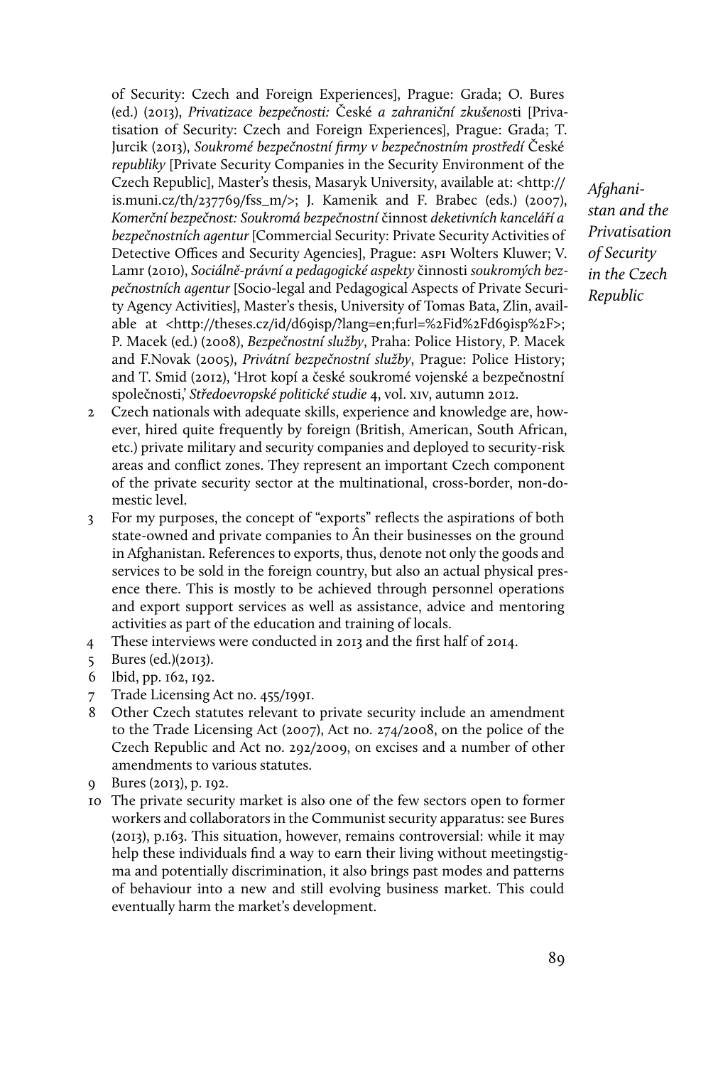of Security: Czech and Foreign Experiences], Prague: Grada; O. Bures (ed.) (2013), *Privatizace bezpečnosti:* České *a zahraniční zkušenos*ti [Privatisation of Security: Czech and Foreign Experiences], Prague: Grada; T. Jurcik (2013), *Soukromé bezpečnostní firmy v bezpečnostním prostředí* České *republiky* [Private Security Companies in the Security Environment of the Czech Republic], Master's thesis, Masaryk University, available at: <http://is.muni.cz/th/237769/fss_m/>; J. Kamenik and F. Brabec (eds.) (2007), *Komerční bezpečnost: Soukromá bezpečnostní* činnost *deketivních kanceláří a bezpečnostních agentur* [Commercial Security: Private Security Activities of Detective Offices and Security Agencies], Prague: ASPI Wolters Kluwer; V. Lamr (2010), *Sociálně-právní a pedagogické aspekty* činnosti *soukromých bezpečnostních agentur* [Socio-legal and Pedagogical Aspects of Private Security Agency Activities], Master's thesis, University of Tomas Bata, Zlin, available at <http://theses.cz/id/d69isp/?lang=en;furl=%2Fid%2Fd69isp%2F>; P. Macek (ed.) (2008), *Bezpečnostní služby*, Praha: Police History, P. Macek and F.Novak (2005), *Privátní bezpečnostní služby*, Prague: Police History; and T. Smid (2012), 'Hrot kopí a české soukromé vojenské a bezpečnostní společnosti,' *Středoevropské politické studie* 4, vol. XIV, autumn 2012.

2 Czech nationals with adequate skills, experience and knowledge are, however, hired quite frequently by foreign (British, American, South African, etc.) private military and security companies and deployed to security-risk areas and conflict zones. They represent an important Czech component of the private security sector at the multinational, cross-border, non-domestic level.

3 For my purposes, the concept of "exports" reflects the aspirations of both state-owned and private companies to Ân their businesses on the ground in Afghanistan. References to exports, thus, denote not only the goods and services to be sold in the foreign country, but also an actual physical presence there. This is mostly to be achieved through personnel operations and export support services as well as assistance, advice and mentoring activities as part of the education and training of locals.

4 These interviews were conducted in 2013 and the first half of 2014.

5 Bures (ed.)(2013).

6 Ibid, pp. 162, 192.

7 Trade Licensing Act no. 455/1991.

8 Other Czech statutes relevant to private security include an amendment to the Trade Licensing Act (2007), Act no. 274/2008, on the police of the Czech Republic and Act no. 292/2009, on excises and a number of other amendments to various statutes.

9 Bures (2013), p. 192.

10 The private security market is also one of the few sectors open to former workers and collaborators in the Communist security apparatus: see Bures (2013), p.163. This situation, however, remains controversial: while it may help these individuals find a way to earn their living without meetingstigma and potentially discrimination, it also brings past modes and patterns of behaviour into a new and still evolving business market. This could eventually harm the market's development.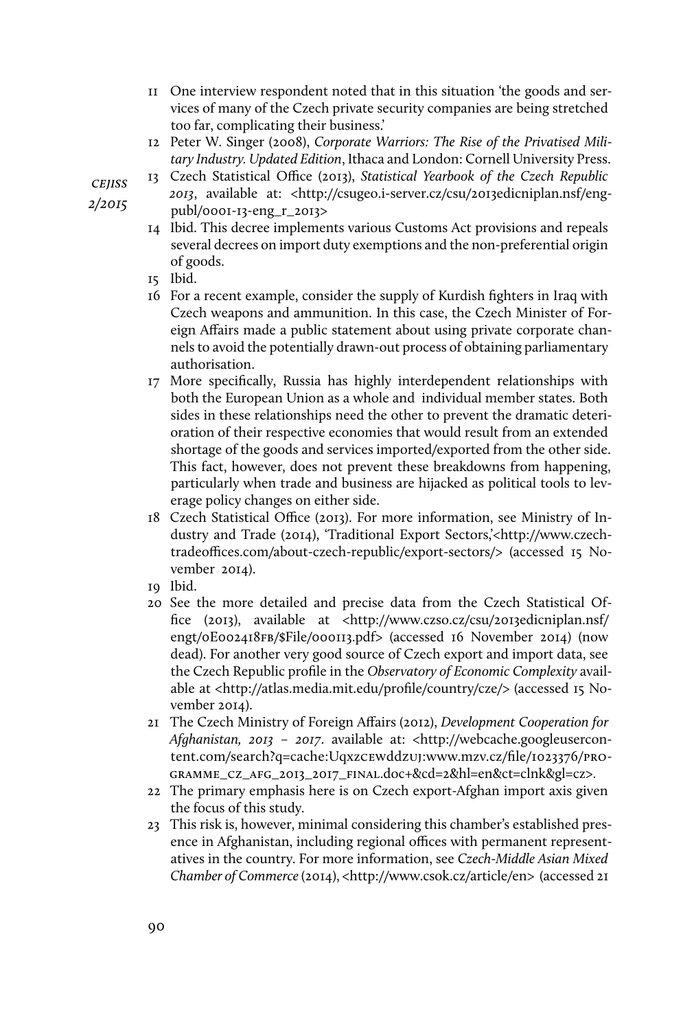11 One interview respondent noted that in this situation 'the goods and services of many of the Czech private security companies are being stretched too far, complicating their business.'

12 Peter W. Singer (2008), *Corporate Warriors: The Rise of the Privatised Military Industry. Updated Edition*, Ithaca and London: Cornell University Press.

13 Czech Statistical Office (2013), *Statistical Yearbook of the Czech Republic 2013*, available at: <http://csugeo.i-server.cz/csu/2013edicniplan.nsf/engpubl/0001-13-eng_r_2013>

14 Ibid. This decree implements various Customs Act provisions and repeals several decrees on import duty exemptions and the non-preferential origin of goods.

15 Ibid.

16 For a recent example, consider the supply of Kurdish fighters in Iraq with Czech weapons and ammunition. In this case, the Czech Minister of Foreign Affairs made a public statement about using private corporate channels to avoid the potentially drawn-out process of obtaining parliamentary authorisation.

17 More specifically, Russia has highly interdependent relationships with both the European Union as a whole and individual member states. Both sides in these relationships need the other to prevent the dramatic deterioration of their respective economies that would result from an extended shortage of the goods and services imported/exported from the other side. This fact, however, does not prevent these breakdowns from happening, particularly when trade and business are hijacked as political tools to leverage policy changes on either side.

18 Czech Statistical Office (2013). For more information, see Ministry of Industry and Trade (2014), 'Traditional Export Sectors,'<http://www.czechtradeoffices.com/about-czech-republic/export-sectors/> (accessed 15 November 2014).

19 Ibid.

20 See the more detailed and precise data from the Czech Statistical Office (2013), available at <http://www.czso.cz/csu/2013edicniplan.nsf/engt/0E002418FB/$File/000113.pdf> (accessed 16 November 2014) (now dead). For another very good source of Czech export and import data, see the Czech Republic profile in the *Observatory of Economic Complexity* available at <http://atlas.media.mit.edu/profile/country/cze/> (accessed 15 November 2014).

21 The Czech Ministry of Foreign Affairs (2012), *Development Cooperation for Afghanistan, 2013 – 2017*. available at: <http://webcache.googleusercontent.com/search?q=cache:UqxzcEwddzUJ:www.mzv.cz/file/1023376/PROGRAMME_CZ_AFG_2013_2017_FINAL.doc+&cd=2&hl=en&ct=clnk&gl=cz>.

22 The primary emphasis here is on Czech export-Afghan import axis given the focus of this study.

23 This risk is, however, minimal considering this chamber's established presence in Afghanistan, including regional offices with permanent representatives in the country. For more information, see *Czech-Middle Asian Mixed Chamber of Commerce* (2014), <http://www.csok.cz/article/en> (accessed 21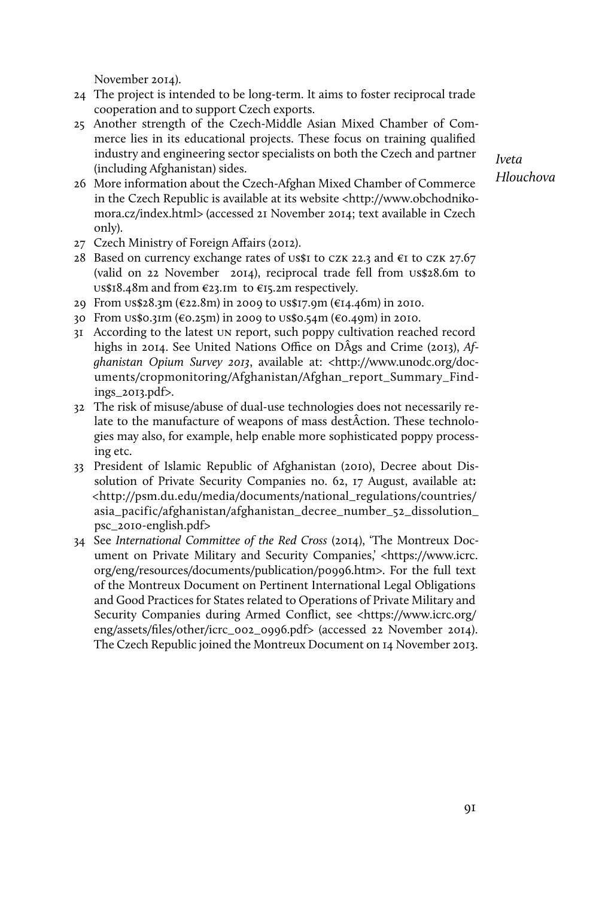November 2014).

24 The project is intended to be long-term. It aims to foster reciprocal trade cooperation and to support Czech exports.

25 Another strength of the Czech-Middle Asian Mixed Chamber of Commerce lies in its educational projects. These focus on training qualified industry and engineering sector specialists on both the Czech and partner (including Afghanistan) sides.

26 More information about the Czech-Afghan Mixed Chamber of Commerce in the Czech Republic is available at its website <http://www.obchodnikomora.cz/index.html> (accessed 21 November 2014; text available in Czech only).

27 Czech Ministry of Foreign Affairs (2012).

28 Based on currency exchange rates of US$1 to CZK 22.3 and €1 to CZK 27.67 (valid on 22 November 2014), reciprocal trade fell from US$28.6m to US$18.48m and from €23.1m to €15.2m respectively.

29 From US$28.3m (€22.8m) in 2009 to US$17.9m (€14.46m) in 2010.

30 From US$0.31m (€0.25m) in 2009 to US$0.54m (€0.49m) in 2010.

31 According to the latest UN report, such poppy cultivation reached record highs in 2014. See United Nations Office on DÂgs and Crime (2013), *Afghanistan Opium Survey 2013*, available at: <http://www.unodc.org/documents/cropmonitoring/Afghanistan/Afghan_report_Summary_Findings_2013.pdf>.

32 The risk of misuse/abuse of dual-use technologies does not necessarily relate to the manufacture of weapons of mass destÂction. These technologies may also, for example, help enable more sophisticated poppy processing etc.

33 President of Islamic Republic of Afghanistan (2010), Decree about Dissolution of Private Security Companies no. 62, 17 August, available at: <http://psm.du.edu/media/documents/national_regulations/countries/asia_pacific/afghanistan/afghanistan_decree_number_52_dissolution_psc_2010-english.pdf>

34 See *International Committee of the Red Cross* (2014), 'The Montreux Document on Private Military and Security Companies,' <https://www.icrc.org/eng/resources/documents/publication/p0996.htm>. For the full text of the Montreux Document on Pertinent International Legal Obligations and Good Practices for States related to Operations of Private Military and Security Companies during Armed Conflict, see <https://www.icrc.org/eng/assets/files/other/icrc_002_0996.pdf> (accessed 22 November 2014). The Czech Republic joined the Montreux Document on 14 November 2013.